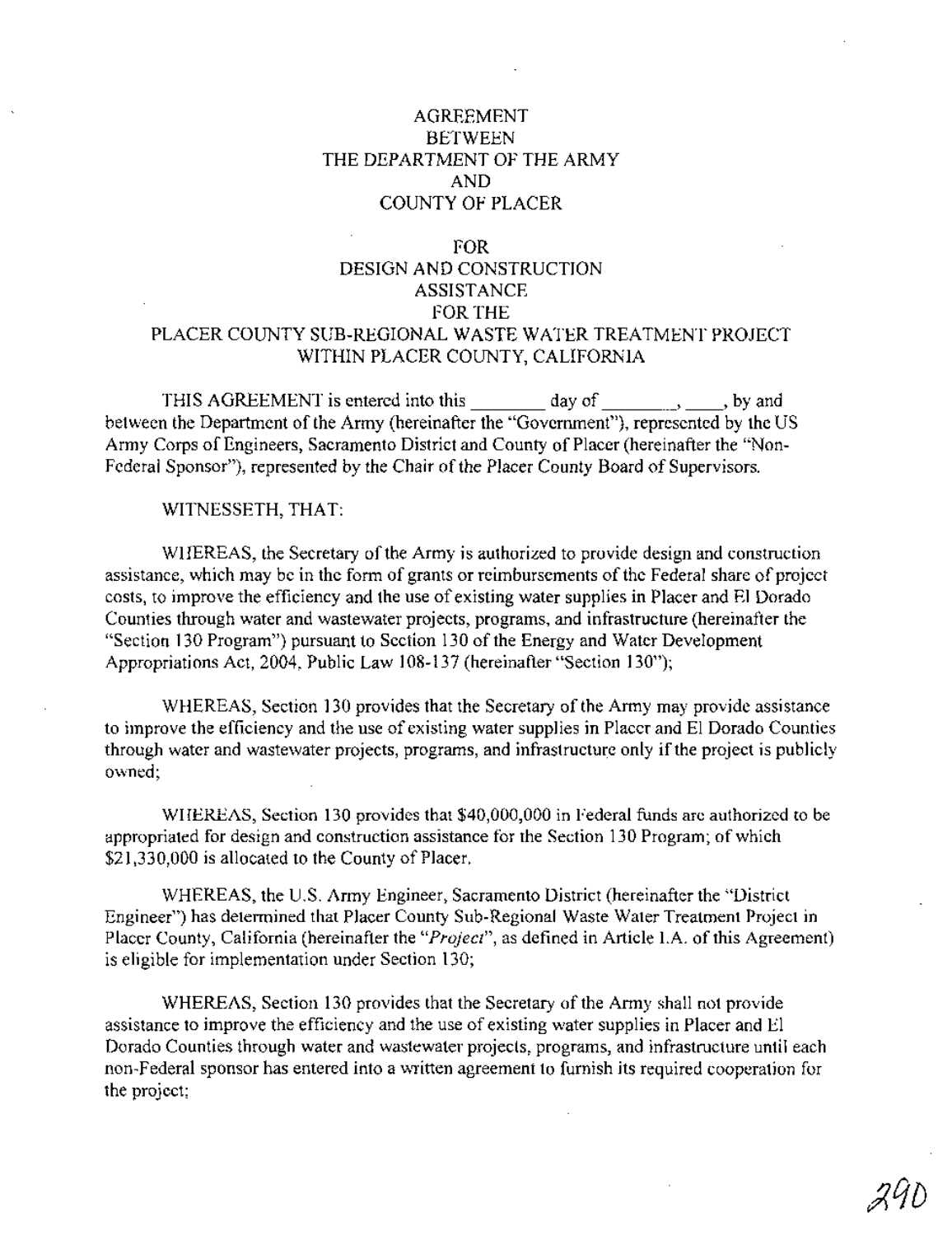# AGREEMENT
# BETWEEN
# THE DEPARTMENT OF THE ARMY
# AND
# COUNTY OF PLACER

## FOR
## DESIGN AND CONSTRUCTION
## ASSISTANCE
## FOR THE
## PLACER COUNTY SUB-REGIONAL WASTE WATER TREATMENT PROJECT
## WITHIN PLACER COUNTY, CALIFORNIA

THIS AGREEMENT is entered into this ________ day of ________, ____, by and between the Department of the Army (hereinafter the "Government"), represented by the US Army Corps of Engineers, Sacramento District and County of Placer (hereinafter the "Non-Federal Sponsor"), represented by the Chair of the Placer County Board of Supervisors.

WITNESSETH, THAT:

WHEREAS, the Secretary of the Army is authorized to provide design and construction assistance, which may be in the form of grants or reimbursements of the Federal share of project costs, to improve the efficiency and the use of existing water supplies in Placer and El Dorado Counties through water and wastewater projects, programs, and infrastructure (hereinafter the "Section 130 Program") pursuant to Section 130 of the Energy and Water Development Appropriations Act, 2004, Public Law 108-137 (hereinafter "Section 130");

WHEREAS, Section 130 provides that the Secretary of the Army may provide assistance to improve the efficiency and the use of existing water supplies in Placer and El Dorado Counties through water and wastewater projects, programs, and infrastructure only if the project is publicly owned;

WHEREAS, Section 130 provides that $40,000,000 in Federal funds are authorized to be appropriated for design and construction assistance for the Section 130 Program; of which $21,330,000 is allocated to the County of Placer.

WHEREAS, the U.S. Army Engineer, Sacramento District (hereinafter the "District Engineer") has determined that Placer County Sub-Regional Waste Water Treatment Project in Placer County, California (hereinafter the "*Project*", as defined in Article I.A. of this Agreement) is eligible for implementation under Section 130;

WHEREAS, Section 130 provides that the Secretary of the Army shall not provide assistance to improve the efficiency and the use of existing water supplies in Placer and El Dorado Counties through water and wastewater projects, programs, and infrastructure until each non-Federal sponsor has entered into a written agreement to furnish its required cooperation for the project;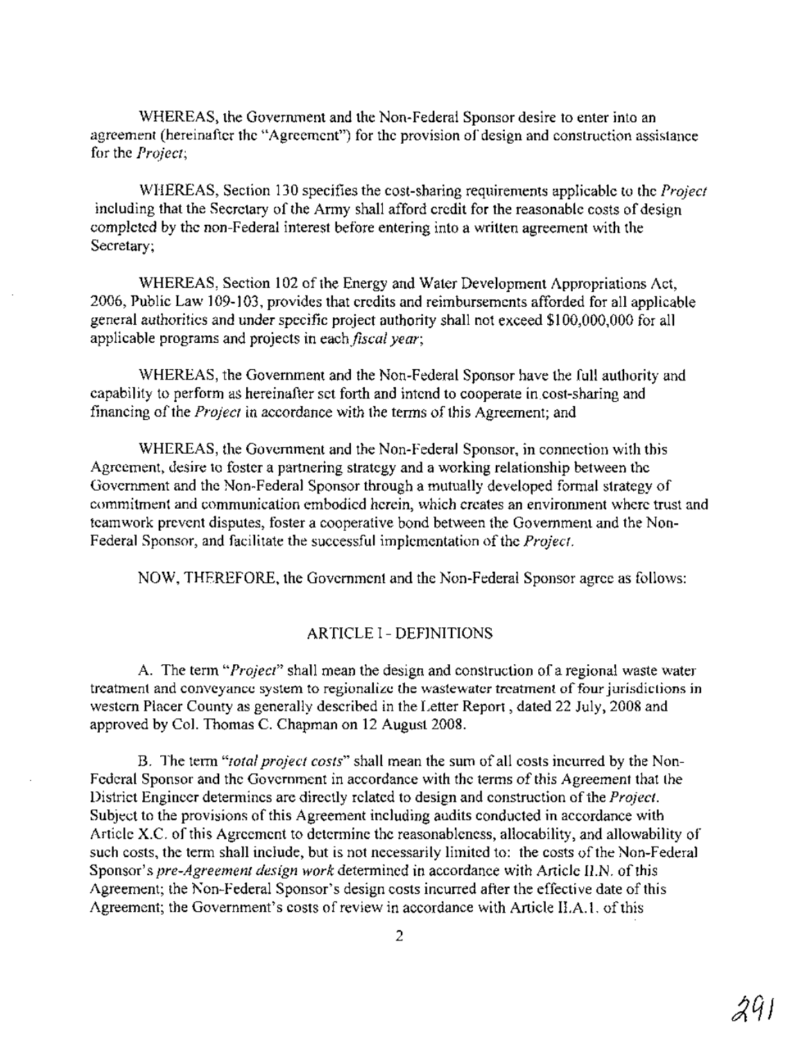WHEREAS, the Government and the Non-Federal Sponsor desire to enter into an agreement (hereinafter the "Agreement") for the provision of design and construction assistance for the *Project*;

WHEREAS, Section 130 specifies the cost-sharing requirements applicable to the *Project* including that the Secretary of the Army shall afford credit for the reasonable costs of design completed by the non-Federal interest before entering into a written agreement with the Secretary;

WHEREAS, Section 102 of the Energy and Water Development Appropriations Act, 2006, Public Law 109-103, provides that credits and reimbursements afforded for all applicable general authorities and under specific project authority shall not exceed $100,000,000 for all applicable programs and projects in each *fiscal year*;

WHEREAS, the Government and the Non-Federal Sponsor have the full authority and capability to perform as hereinafter set forth and intend to cooperate in cost-sharing and financing of the *Project* in accordance with the terms of this Agreement; and

WHEREAS, the Government and the Non-Federal Sponsor, in connection with this Agreement, desire to foster a partnering strategy and a working relationship between the Government and the Non-Federal Sponsor through a mutually developed formal strategy of commitment and communication embodied herein, which creates an environment where trust and teamwork prevent disputes, foster a cooperative bond between the Government and the Non-Federal Sponsor, and facilitate the successful implementation of the *Project*.

NOW, THEREFORE, the Government and the Non-Federal Sponsor agree as follows:

## ARTICLE I - DEFINITIONS

A. The term "*Project*" shall mean the design and construction of a regional waste water treatment and conveyance system to regionalize the wastewater treatment of four jurisdictions in western Placer County as generally described in the Letter Report , dated 22 July, 2008 and approved by Col. Thomas C. Chapman on 12 August 2008.

B. The term "*total project costs*" shall mean the sum of all costs incurred by the Non-Federal Sponsor and the Government in accordance with the terms of this Agreement that the District Engineer determines are directly related to design and construction of the *Project*. Subject to the provisions of this Agreement including audits conducted in accordance with Article X.C. of this Agreement to determine the reasonableness, allocability, and allowability of such costs, the term shall include, but is not necessarily limited to: the costs of the Non-Federal Sponsor's *pre-Agreement design work* determined in accordance with Article II.N. of this Agreement; the Non-Federal Sponsor's design costs incurred after the effective date of this Agreement; the Government's costs of review in accordance with Article II.A.1. of this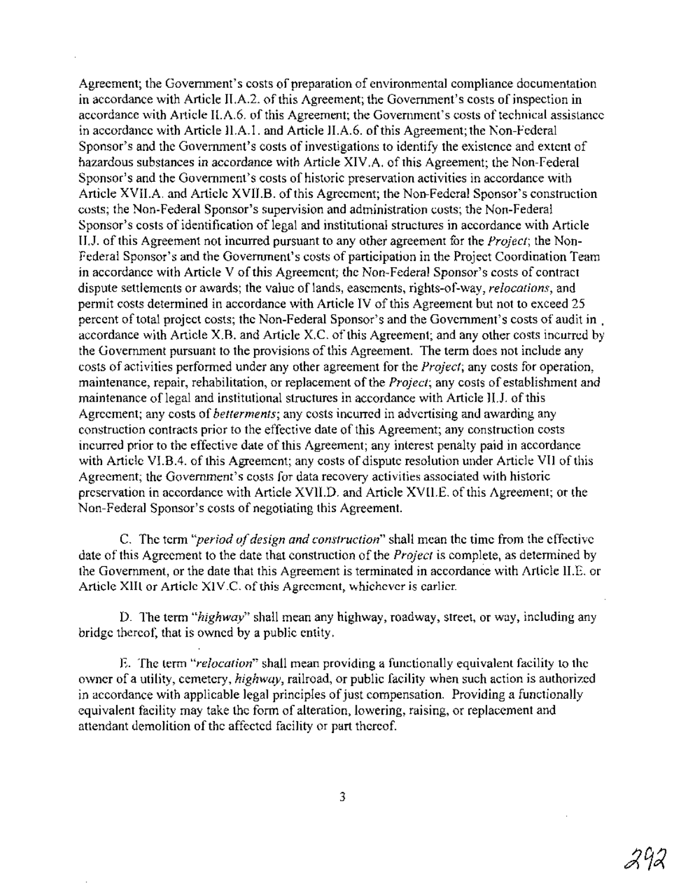Agreement; the Government's costs of preparation of environmental compliance documentation in accordance with Article II.A.2. of this Agreement; the Government's costs of inspection in accordance with Article II.A.6. of this Agreement; the Government's costs of technical assistance in accordance with Article II.A.1. and Article II.A.6. of this Agreement; the Non-Federal Sponsor's and the Government's costs of investigations to identify the existence and extent of hazardous substances in accordance with Article XIV.A. of this Agreement; the Non-Federal Sponsor's and the Government's costs of historic preservation activities in accordance with Article XVII.A. and Article XVII.B. of this Agreement; the Non-Federal Sponsor's construction costs; the Non-Federal Sponsor's supervision and administration costs; the Non-Federal Sponsor's costs of identification of legal and institutional structures in accordance with Article II.J. of this Agreement not incurred pursuant to any other agreement for the *Project*; the Non-Federal Sponsor's and the Government's costs of participation in the Project Coordination Team in accordance with Article V of this Agreement; the Non-Federal Sponsor's costs of contract dispute settlements or awards; the value of lands, easements, rights-of-way, *relocations*, and permit costs determined in accordance with Article IV of this Agreement but not to exceed 25 percent of total project costs; the Non-Federal Sponsor's and the Government's costs of audit in accordance with Article X.B. and Article X.C. of this Agreement; and any other costs incurred by the Government pursuant to the provisions of this Agreement. The term does not include any costs of activities performed under any other agreement for the *Project*; any costs for operation, maintenance, repair, rehabilitation, or replacement of the *Project*; any costs of establishment and maintenance of legal and institutional structures in accordance with Article II.J. of this Agreement; any costs of *betterments*; any costs incurred in advertising and awarding any construction contracts prior to the effective date of this Agreement; any construction costs incurred prior to the effective date of this Agreement; any interest penalty paid in accordance with Article VI.B.4. of this Agreement; any costs of dispute resolution under Article VII of this Agreement; the Government's costs for data recovery activities associated with historic preservation in accordance with Article XVII.D. and Article XVII.E. of this Agreement; or the Non-Federal Sponsor's costs of negotiating this Agreement.

C. The term "*period of design and construction*" shall mean the time from the effective date of this Agreement to the date that construction of the *Project* is complete, as determined by the Government, or the date that this Agreement is terminated in accordance with Article II.E. or Article XIII or Article XIV.C. of this Agreement, whichever is earlier.

D. The term "*highway*" shall mean any highway, roadway, street, or way, including any bridge thereof, that is owned by a public entity.

E. The term "*relocation*" shall mean providing a functionally equivalent facility to the owner of a utility, cemetery, *highway*, railroad, or public facility when such action is authorized in accordance with applicable legal principles of just compensation. Providing a functionally equivalent facility may take the form of alteration, lowering, raising, or replacement and attendant demolition of the affected facility or part thereof.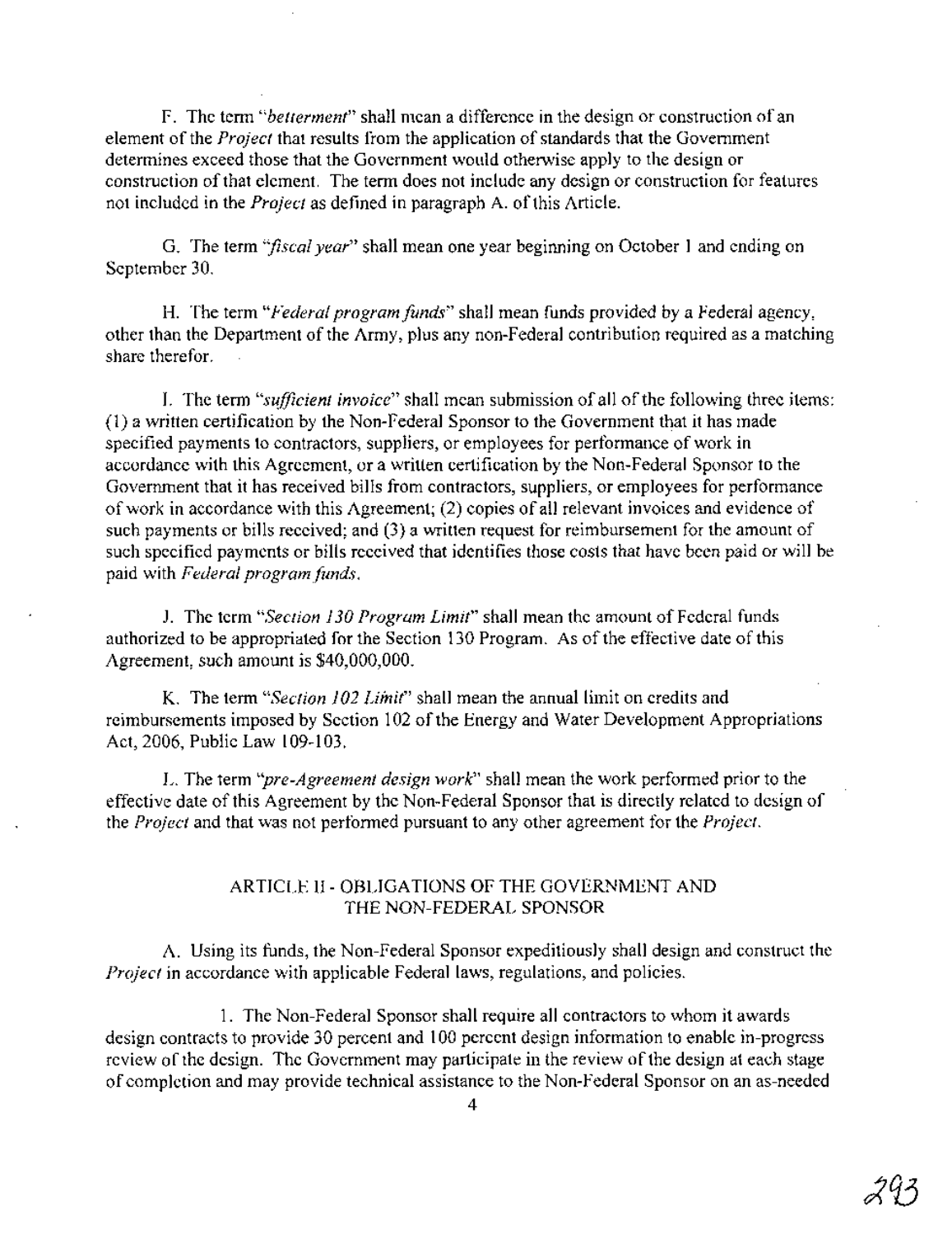F. The term "*betterment*" shall mean a difference in the design or construction of an element of the *Project* that results from the application of standards that the Government determines exceed those that the Government would otherwise apply to the design or construction of that element. The term does not include any design or construction for features not included in the *Project* as defined in paragraph A. of this Article.

G. The term "*fiscal year*" shall mean one year beginning on October 1 and ending on September 30.

H. The term "*Federal program funds*" shall mean funds provided by a Federal agency, other than the Department of the Army, plus any non-Federal contribution required as a matching share therefor.

I. The term "*sufficient invoice*" shall mean submission of all of the following three items: (1) a written certification by the Non-Federal Sponsor to the Government that it has made specified payments to contractors, suppliers, or employees for performance of work in accordance with this Agreement, or a written certification by the Non-Federal Sponsor to the Government that it has received bills from contractors, suppliers, or employees for performance of work in accordance with this Agreement; (2) copies of all relevant invoices and evidence of such payments or bills received; and (3) a written request for reimbursement for the amount of such specified payments or bills received that identifies those costs that have been paid or will be paid with *Federal program funds*.

J. The term "*Section 130 Program Limit*" shall mean the amount of Federal funds authorized to be appropriated for the Section 130 Program. As of the effective date of this Agreement, such amount is $40,000,000.

K. The term "*Section 102 Limit*" shall mean the annual limit on credits and reimbursements imposed by Section 102 of the Energy and Water Development Appropriations Act, 2006, Public Law 109-103.

L. The term "*pre-Agreement design work*" shall mean the work performed prior to the effective date of this Agreement by the Non-Federal Sponsor that is directly related to design of the *Project* and that was not performed pursuant to any other agreement for the *Project*.

## ARTICLE II - OBLIGATIONS OF THE GOVERNMENT AND THE NON-FEDERAL SPONSOR

A. Using its funds, the Non-Federal Sponsor expeditiously shall design and construct the *Project* in accordance with applicable Federal laws, regulations, and policies.

1. The Non-Federal Sponsor shall require all contractors to whom it awards design contracts to provide 30 percent and 100 percent design information to enable in-progress review of the design. The Government may participate in the review of the design at each stage of completion and may provide technical assistance to the Non-Federal Sponsor on an as-needed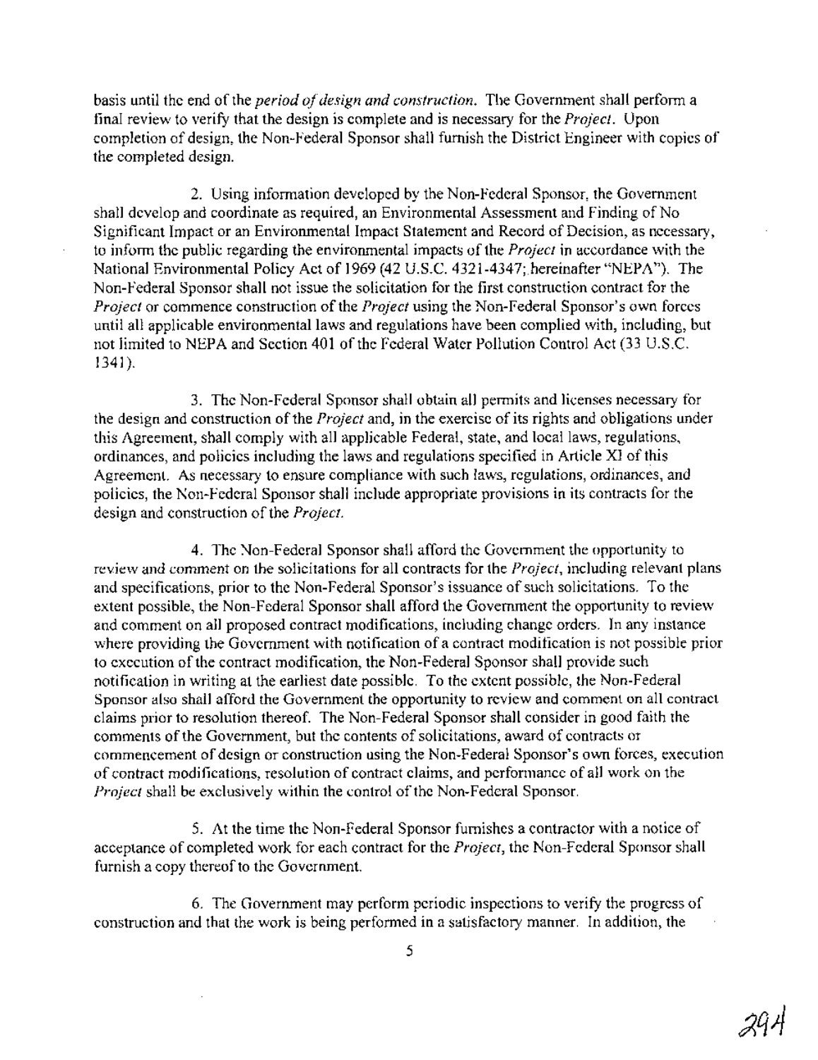basis until the end of the *period of design and construction.* The Government shall perform a final review to verify that the design is complete and is necessary for the *Project*. Upon completion of design, the Non-Federal Sponsor shall furnish the District Engineer with copies of the completed design.

2. Using information developed by the Non-Federal Sponsor, the Government shall develop and coordinate as required, an Environmental Assessment and Finding of No Significant Impact or an Environmental Impact Statement and Record of Decision, as necessary, to inform the public regarding the environmental impacts of the *Project* in accordance with the National Environmental Policy Act of 1969 (42 U.S.C. 4321-4347; hereinafter "NEPA"). The Non-Federal Sponsor shall not issue the solicitation for the first construction contract for the *Project* or commence construction of the *Project* using the Non-Federal Sponsor's own forces until all applicable environmental laws and regulations have been complied with, including, but not limited to NEPA and Section 401 of the Federal Water Pollution Control Act (33 U.S.C. 1341).

3. The Non-Federal Sponsor shall obtain all permits and licenses necessary for the design and construction of the *Project* and, in the exercise of its rights and obligations under this Agreement, shall comply with all applicable Federal, state, and local laws, regulations, ordinances, and policies including the laws and regulations specified in Article XI of this Agreement. As necessary to ensure compliance with such laws, regulations, ordinances, and policies, the Non-Federal Sponsor shall include appropriate provisions in its contracts for the design and construction of the *Project*.

4. The Non-Federal Sponsor shall afford the Government the opportunity to review and comment on the solicitations for all contracts for the *Project*, including relevant plans and specifications, prior to the Non-Federal Sponsor's issuance of such solicitations. To the extent possible, the Non-Federal Sponsor shall afford the Government the opportunity to review and comment on all proposed contract modifications, including change orders. In any instance where providing the Government with notification of a contract modification is not possible prior to execution of the contract modification, the Non-Federal Sponsor shall provide such notification in writing at the earliest date possible. To the extent possible, the Non-Federal Sponsor also shall afford the Government the opportunity to review and comment on all contract claims prior to resolution thereof. The Non-Federal Sponsor shall consider in good faith the comments of the Government, but the contents of solicitations, award of contracts or commencement of design or construction using the Non-Federal Sponsor's own forces, execution of contract modifications, resolution of contract claims, and performance of all work on the *Project* shall be exclusively within the control of the Non-Federal Sponsor.

5. At the time the Non-Federal Sponsor furnishes a contractor with a notice of acceptance of completed work for each contract for the *Project*, the Non-Federal Sponsor shall furnish a copy thereof to the Government.

6. The Government may perform periodic inspections to verify the progress of construction and that the work is being performed in a satisfactory manner. In addition, the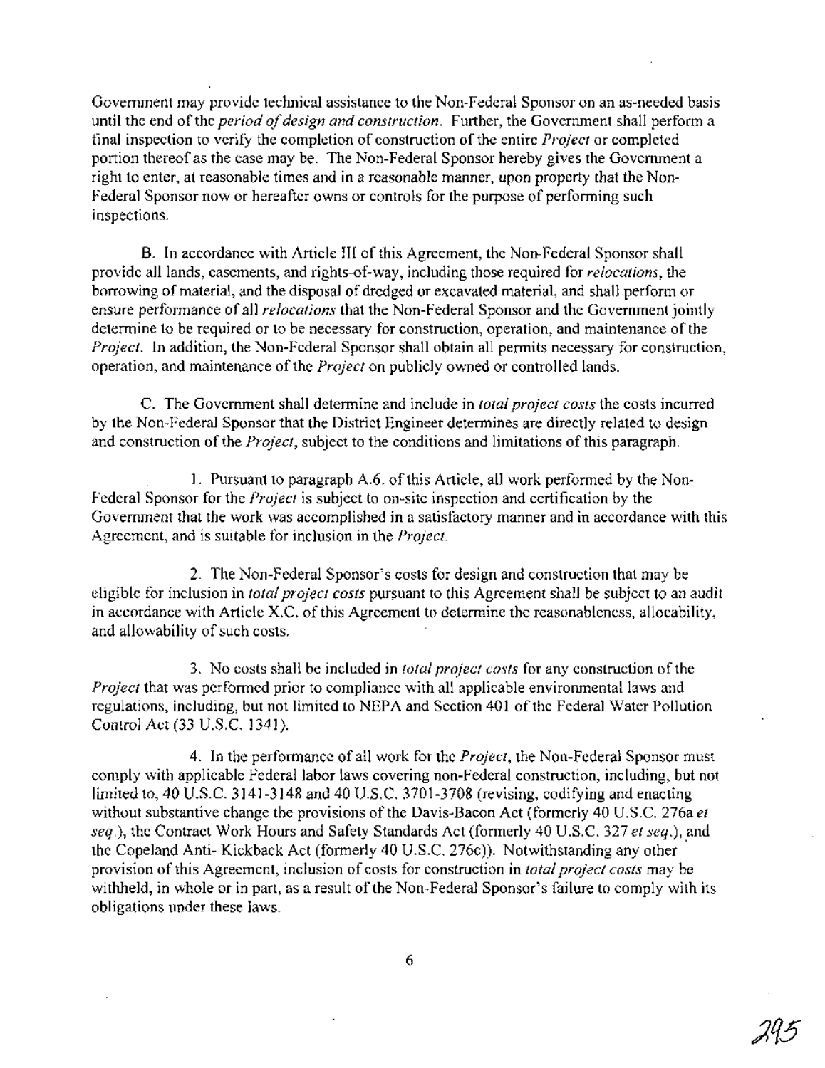Government may provide technical assistance to the Non-Federal Sponsor on an as-needed basis until the end of the *period of design and construction*. Further, the Government shall perform a final inspection to verify the completion of construction of the entire *Project* or completed portion thereof as the case may be. The Non-Federal Sponsor hereby gives the Government a right to enter, at reasonable times and in a reasonable manner, upon property that the Non-Federal Sponsor now or hereafter owns or controls for the purpose of performing such inspections.

B. In accordance with Article III of this Agreement, the Non-Federal Sponsor shall provide all lands, easements, and rights-of-way, including those required for *relocations*, the borrowing of material, and the disposal of dredged or excavated material, and shall perform or ensure performance of all *relocations* that the Non-Federal Sponsor and the Government jointly determine to be required or to be necessary for construction, operation, and maintenance of the *Project*. In addition, the Non-Federal Sponsor shall obtain all permits necessary for construction, operation, and maintenance of the *Project* on publicly owned or controlled lands.

C. The Government shall determine and include in *total project costs* the costs incurred by the Non-Federal Sponsor that the District Engineer determines are directly related to design and construction of the *Project*, subject to the conditions and limitations of this paragraph.

1. Pursuant to paragraph A.6. of this Article, all work performed by the Non-Federal Sponsor for the *Project* is subject to on-site inspection and certification by the Government that the work was accomplished in a satisfactory manner and in accordance with this Agreement, and is suitable for inclusion in the *Project*.

2. The Non-Federal Sponsor's costs for design and construction that may be eligible for inclusion in *total project costs* pursuant to this Agreement shall be subject to an audit in accordance with Article X.C. of this Agreement to determine the reasonableness, allocability, and allowability of such costs.

3. No costs shall be included in *total project costs* for any construction of the *Project* that was performed prior to compliance with all applicable environmental laws and regulations, including, but not limited to NEPA and Section 401 of the Federal Water Pollution Control Act (33 U.S.C. 1341).

4. In the performance of all work for the *Project*, the Non-Federal Sponsor must comply with applicable Federal labor laws covering non-Federal construction, including, but not limited to, 40 U.S.C. 3141-3148 and 40 U.S.C. 3701-3708 (revising, codifying and enacting without substantive change the provisions of the Davis-Bacon Act (formerly 40 U.S.C. 276a *et seq*.), the Contract Work Hours and Safety Standards Act (formerly 40 U.S.C. 327 *et seq*.), and the Copeland Anti- Kickback Act (formerly 40 U.S.C. 276c)). Notwithstanding any other provision of this Agreement, inclusion of costs for construction in *total project costs* may be withheld, in whole or in part, as a result of the Non-Federal Sponsor's failure to comply with its obligations under these laws.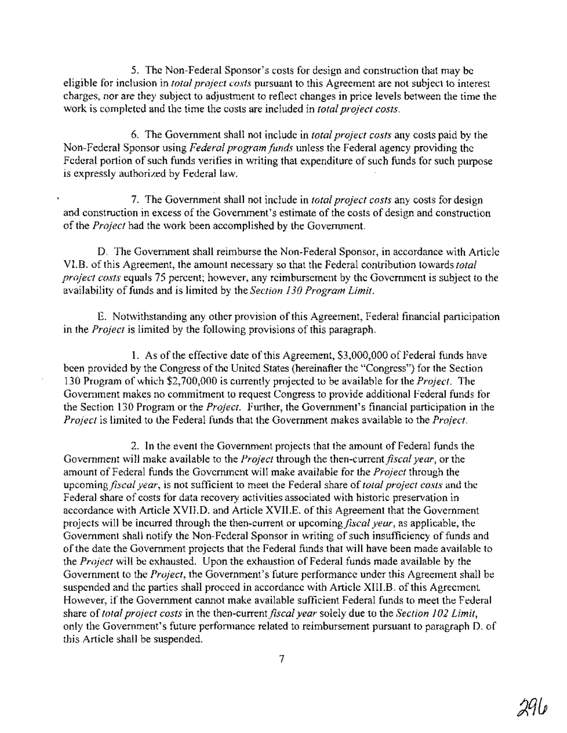5. The Non-Federal Sponsor's costs for design and construction that may be eligible for inclusion in *total project costs* pursuant to this Agreement are not subject to interest charges, nor are they subject to adjustment to reflect changes in price levels between the time the work is completed and the time the costs are included in *total project costs*.

6. The Government shall not include in *total project costs* any costs paid by the Non-Federal Sponsor using *Federal program funds* unless the Federal agency providing the Federal portion of such funds verifies in writing that expenditure of such funds for such purpose is expressly authorized by Federal law.

7. The Government shall not include in *total project costs* any costs for design and construction in excess of the Government's estimate of the costs of design and construction of the *Project* had the work been accomplished by the Government.

D. The Government shall reimburse the Non-Federal Sponsor, in accordance with Article VI.B. of this Agreement, the amount necessary so that the Federal contribution towards *total project costs* equals 75 percent; however, any reimbursement by the Government is subject to the availability of funds and is limited by the *Section 130 Program Limit*.

E. Notwithstanding any other provision of this Agreement, Federal financial participation in the *Project* is limited by the following provisions of this paragraph.

1. As of the effective date of this Agreement, $3,000,000 of Federal funds have been provided by the Congress of the United States (hereinafter the "Congress") for the Section 130 Program of which $2,700,000 is currently projected to be available for the *Project*. The Government makes no commitment to request Congress to provide additional Federal funds for the Section 130 Program or the *Project*. Further, the Government's financial participation in the *Project* is limited to the Federal funds that the Government makes available to the *Project*.

2. In the event the Government projects that the amount of Federal funds the Government will make available to the *Project* through the then-current *fiscal year*, or the amount of Federal funds the Government will make available for the *Project* through the upcoming *fiscal year*, is not sufficient to meet the Federal share of *total project costs* and the Federal share of costs for data recovery activities associated with historic preservation in accordance with Article XVII.D. and Article XVII.E. of this Agreement that the Government projects will be incurred through the then-current or upcoming *fiscal year*, as applicable, the Government shall notify the Non-Federal Sponsor in writing of such insufficiency of funds and of the date the Government projects that the Federal funds that will have been made available to the *Project* will be exhausted. Upon the exhaustion of Federal funds made available by the Government to the *Project*, the Government's future performance under this Agreement shall be suspended and the parties shall proceed in accordance with Article XIII.B. of this Agreement. However, if the Government cannot make available sufficient Federal funds to meet the Federal share of *total project costs* in the then-current *fiscal year* solely due to the *Section 102 Limit*, only the Government's future performance related to reimbursement pursuant to paragraph D. of this Article shall be suspended.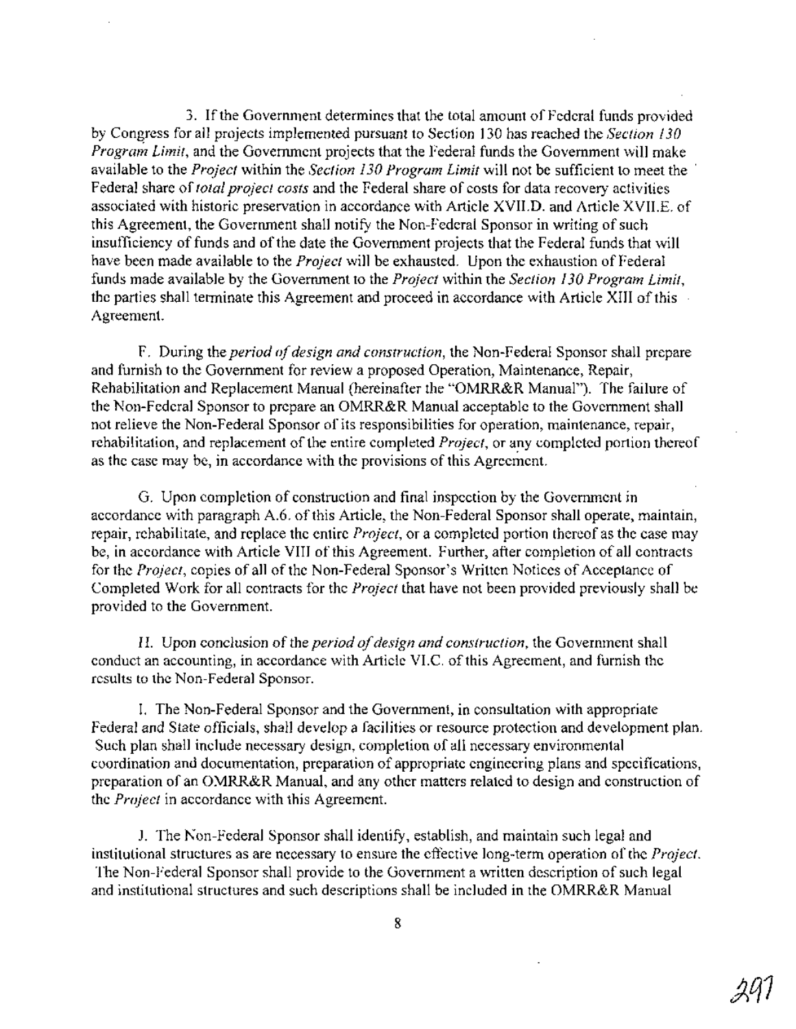3. If the Government determines that the total amount of Federal funds provided by Congress for all projects implemented pursuant to Section 130 has reached the *Section 130 Program Limit*, and the Government projects that the Federal funds the Government will make available to the *Project* within the *Section 130 Program Limit* will not be sufficient to meet the Federal share of *total project costs* and the Federal share of costs for data recovery activities associated with historic preservation in accordance with Article XVII.D. and Article XVII.E. of this Agreement, the Government shall notify the Non-Federal Sponsor in writing of such insufficiency of funds and of the date the Government projects that the Federal funds that will have been made available to the *Project* will be exhausted. Upon the exhaustion of Federal funds made available by the Government to the *Project* within the *Section 130 Program Limit*, the parties shall terminate this Agreement and proceed in accordance with Article XIII of this Agreement.

F. During the *period of design and construction*, the Non-Federal Sponsor shall prepare and furnish to the Government for review a proposed Operation, Maintenance, Repair, Rehabilitation and Replacement Manual (hereinafter the "OMRR&R Manual"). The failure of the Non-Federal Sponsor to prepare an OMRR&R Manual acceptable to the Government shall not relieve the Non-Federal Sponsor of its responsibilities for operation, maintenance, repair, rehabilitation, and replacement of the entire completed *Project*, or any completed portion thereof as the case may be, in accordance with the provisions of this Agreement.

G. Upon completion of construction and final inspection by the Government in accordance with paragraph A.6. of this Article, the Non-Federal Sponsor shall operate, maintain, repair, rehabilitate, and replace the entire *Project*, or a completed portion thereof as the case may be, in accordance with Article VIII of this Agreement. Further, after completion of all contracts for the *Project*, copies of all of the Non-Federal Sponsor's Written Notices of Acceptance of Completed Work for all contracts for the *Project* that have not been provided previously shall be provided to the Government.

H. Upon conclusion of the *period of design and construction*, the Government shall conduct an accounting, in accordance with Article VI.C. of this Agreement, and furnish the results to the Non-Federal Sponsor.

I. The Non-Federal Sponsor and the Government, in consultation with appropriate Federal and State officials, shall develop a facilities or resource protection and development plan. Such plan shall include necessary design, completion of all necessary environmental coordination and documentation, preparation of appropriate engineering plans and specifications, preparation of an OMRR&R Manual, and any other matters related to design and construction of the *Project* in accordance with this Agreement.

J. The Non-Federal Sponsor shall identify, establish, and maintain such legal and institutional structures as are necessary to ensure the effective long-term operation of the *Project*. The Non-Federal Sponsor shall provide to the Government a written description of such legal and institutional structures and such descriptions shall be included in the OMRR&R Manual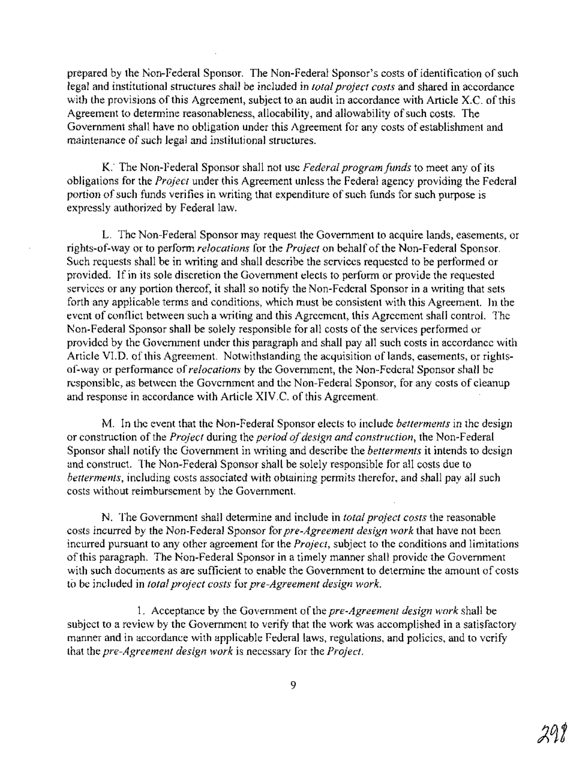prepared by the Non-Federal Sponsor. The Non-Federal Sponsor's costs of identification of such legal and institutional structures shall be included in *total project costs* and shared in accordance with the provisions of this Agreement, subject to an audit in accordance with Article X.C. of this Agreement to determine reasonableness, allocability, and allowability of such costs. The Government shall have no obligation under this Agreement for any costs of establishment and maintenance of such legal and institutional structures.

K. The Non-Federal Sponsor shall not use *Federal program funds* to meet any of its obligations for the *Project* under this Agreement unless the Federal agency providing the Federal portion of such funds verifies in writing that expenditure of such funds for such purpose is expressly authorized by Federal law.

L. The Non-Federal Sponsor may request the Government to acquire lands, easements, or rights-of-way or to perform *relocations* for the *Project* on behalf of the Non-Federal Sponsor. Such requests shall be in writing and shall describe the services requested to be performed or provided. If in its sole discretion the Government elects to perform or provide the requested services or any portion thereof, it shall so notify the Non-Federal Sponsor in a writing that sets forth any applicable terms and conditions, which must be consistent with this Agreement. In the event of conflict between such a writing and this Agreement, this Agreement shall control. The Non-Federal Sponsor shall be solely responsible for all costs of the services performed or provided by the Government under this paragraph and shall pay all such costs in accordance with Article VI.D. of this Agreement. Notwithstanding the acquisition of lands, easements, or rights-of-way or performance of *relocations* by the Government, the Non-Federal Sponsor shall be responsible, as between the Government and the Non-Federal Sponsor, for any costs of cleanup and response in accordance with Article XIV.C. of this Agreement.

M. In the event that the Non-Federal Sponsor elects to include *betterments* in the design or construction of the *Project* during the *period of design and construction*, the Non-Federal Sponsor shall notify the Government in writing and describe the *betterments* it intends to design and construct. The Non-Federal Sponsor shall be solely responsible for all costs due to *betterments*, including costs associated with obtaining permits therefor, and shall pay all such costs without reimbursement by the Government.

N. The Government shall determine and include in *total project costs* the reasonable costs incurred by the Non-Federal Sponsor for *pre-Agreement design work* that have not been incurred pursuant to any other agreement for the *Project*, subject to the conditions and limitations of this paragraph. The Non-Federal Sponsor in a timely manner shall provide the Government with such documents as are sufficient to enable the Government to determine the amount of costs to be included in *total project costs* for *pre-Agreement design work*.

1. Acceptance by the Government of the *pre-Agreement design work* shall be subject to a review by the Government to verify that the work was accomplished in a satisfactory manner and in accordance with applicable Federal laws, regulations, and policies, and to verify that the *pre-Agreement design work* is necessary for the *Project*.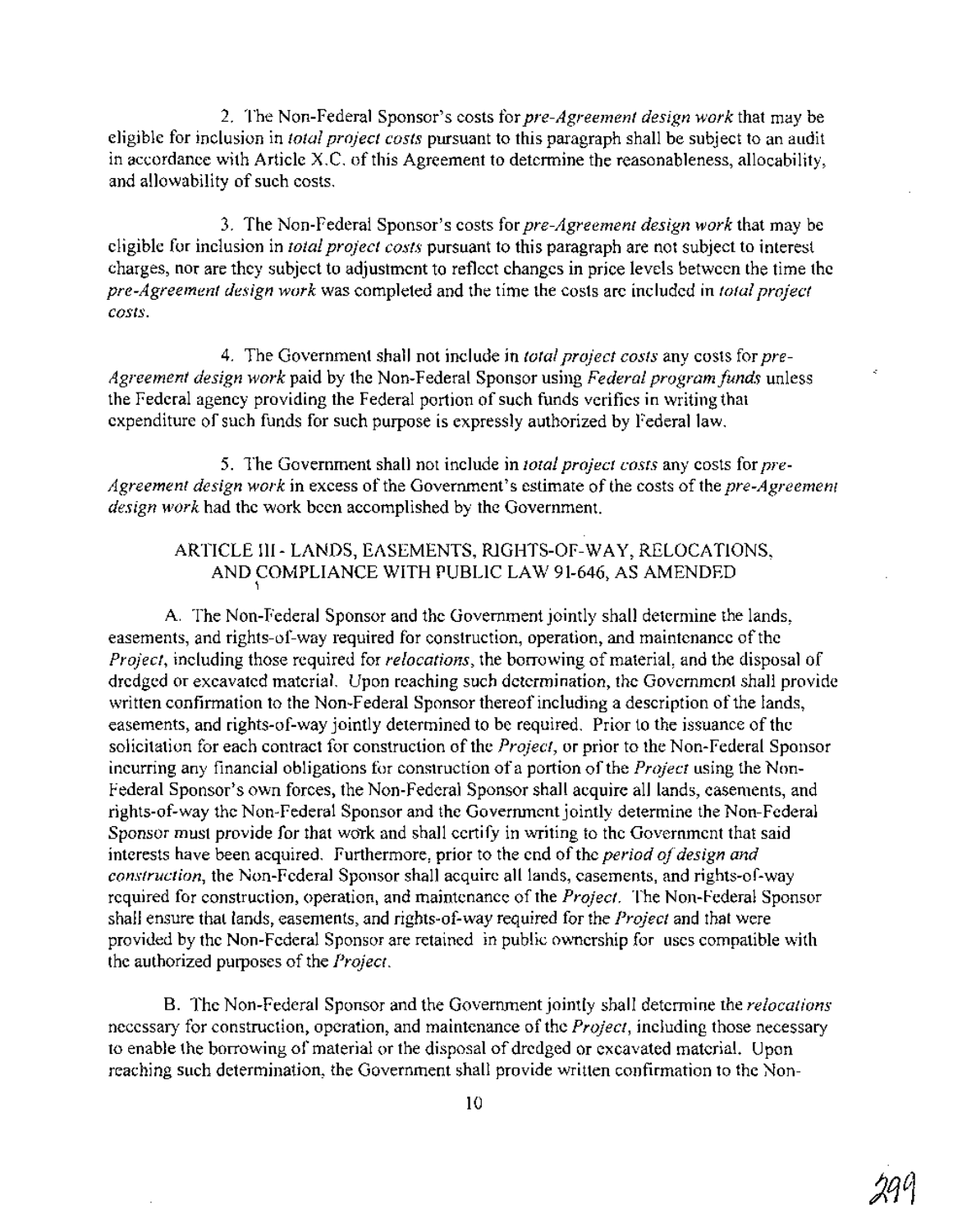2. The Non-Federal Sponsor's costs for *pre-Agreement design work* that may be eligible for inclusion in *total project costs* pursuant to this paragraph shall be subject to an audit in accordance with Article X.C. of this Agreement to determine the reasonableness, allocability, and allowability of such costs.

3. The Non-Federal Sponsor's costs for *pre-Agreement design work* that may be eligible for inclusion in *total project costs* pursuant to this paragraph are not subject to interest charges, nor are they subject to adjustment to reflect changes in price levels between the time the *pre-Agreement design work* was completed and the time the costs are included in *total project costs*.

4. The Government shall not include in *total project costs* any costs for *pre-Agreement design work* paid by the Non-Federal Sponsor using *Federal program funds* unless the Federal agency providing the Federal portion of such funds verifies in writing that expenditure of such funds for such purpose is expressly authorized by Federal law.

5. The Government shall not include in *total project costs* any costs for *pre-Agreement design work* in excess of the Government's estimate of the costs of the *pre-Agreement design work* had the work been accomplished by the Government.

## ARTICLE III - LANDS, EASEMENTS, RIGHTS-OF-WAY, RELOCATIONS, AND COMPLIANCE WITH PUBLIC LAW 91-646, AS AMENDED

A. The Non-Federal Sponsor and the Government jointly shall determine the lands, easements, and rights-of-way required for construction, operation, and maintenance of the *Project*, including those required for *relocations*, the borrowing of material, and the disposal of dredged or excavated material. Upon reaching such determination, the Government shall provide written confirmation to the Non-Federal Sponsor thereof including a description of the lands, easements, and rights-of-way jointly determined to be required. Prior to the issuance of the solicitation for each contract for construction of the *Project*, or prior to the Non-Federal Sponsor incurring any financial obligations for construction of a portion of the *Project* using the Non-Federal Sponsor's own forces, the Non-Federal Sponsor shall acquire all lands, easements, and rights-of-way the Non-Federal Sponsor and the Government jointly determine the Non-Federal Sponsor must provide for that work and shall certify in writing to the Government that said interests have been acquired. Furthermore, prior to the end of the *period of design and construction*, the Non-Federal Sponsor shall acquire all lands, easements, and rights-of-way required for construction, operation, and maintenance of the *Project*. The Non-Federal Sponsor shall ensure that lands, easements, and rights-of-way required for the *Project* and that were provided by the Non-Federal Sponsor are retained in public ownership for uses compatible with the authorized purposes of the *Project*.

B. The Non-Federal Sponsor and the Government jointly shall determine the *relocations* necessary for construction, operation, and maintenance of the *Project*, including those necessary to enable the borrowing of material or the disposal of dredged or excavated material. Upon reaching such determination, the Government shall provide written confirmation to the Non-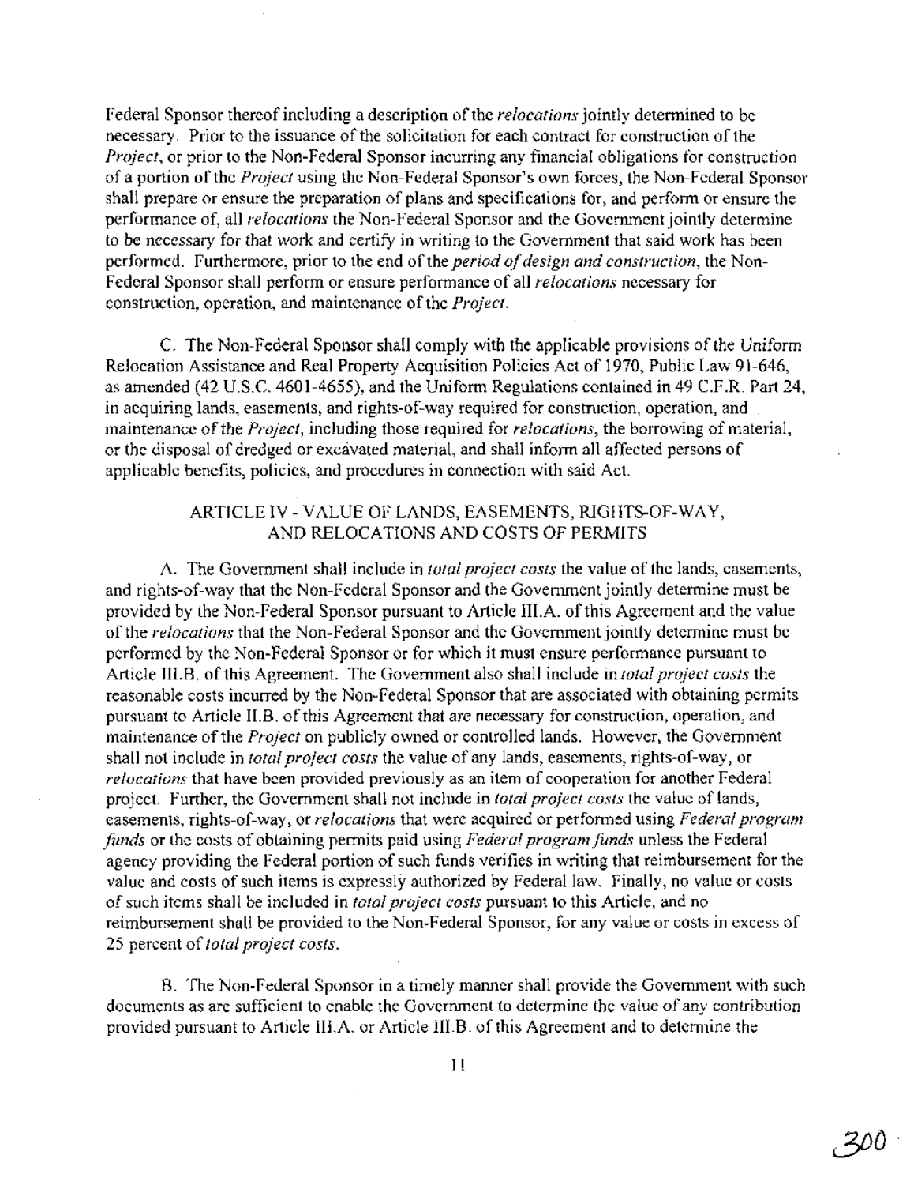Federal Sponsor thereof including a description of the *relocations* jointly determined to be necessary. Prior to the issuance of the solicitation for each contract for construction of the *Project*, or prior to the Non-Federal Sponsor incurring any financial obligations for construction of a portion of the *Project* using the Non-Federal Sponsor's own forces, the Non-Federal Sponsor shall prepare or ensure the preparation of plans and specifications for, and perform or ensure the performance of, all *relocations* the Non-Federal Sponsor and the Government jointly determine to be necessary for that work and certify in writing to the Government that said work has been performed. Furthermore, prior to the end of the *period of design and construction*, the Non-Federal Sponsor shall perform or ensure performance of all *relocations* necessary for construction, operation, and maintenance of the *Project*.

C. The Non-Federal Sponsor shall comply with the applicable provisions of the Uniform Relocation Assistance and Real Property Acquisition Policies Act of 1970, Public Law 91-646, as amended (42 U.S.C. 4601-4655), and the Uniform Regulations contained in 49 C.F.R. Part 24, in acquiring lands, easements, and rights-of-way required for construction, operation, and maintenance of the *Project*, including those required for *relocations*, the borrowing of material, or the disposal of dredged or excavated material, and shall inform all affected persons of applicable benefits, policies, and procedures in connection with said Act.

## ARTICLE IV - VALUE OF LANDS, EASEMENTS, RIGHTS-OF-WAY, AND RELOCATIONS AND COSTS OF PERMITS

A. The Government shall include in *total project costs* the value of the lands, easements, and rights-of-way that the Non-Federal Sponsor and the Government jointly determine must be provided by the Non-Federal Sponsor pursuant to Article III.A. of this Agreement and the value of the *relocations* that the Non-Federal Sponsor and the Government jointly determine must be performed by the Non-Federal Sponsor or for which it must ensure performance pursuant to Article III.B. of this Agreement. The Government also shall include in *total project costs* the reasonable costs incurred by the Non-Federal Sponsor that are associated with obtaining permits pursuant to Article II.B. of this Agreement that are necessary for construction, operation, and maintenance of the *Project* on publicly owned or controlled lands. However, the Government shall not include in *total project costs* the value of any lands, easements, rights-of-way, or *relocations* that have been provided previously as an item of cooperation for another Federal project. Further, the Government shall not include in *total project costs* the value of lands, easements, rights-of-way, or *relocations* that were acquired or performed using *Federal program funds* or the costs of obtaining permits paid using *Federal program funds* unless the Federal agency providing the Federal portion of such funds verifies in writing that reimbursement for the value and costs of such items is expressly authorized by Federal law. Finally, no value or costs of such items shall be included in *total project costs* pursuant to this Article, and no reimbursement shall be provided to the Non-Federal Sponsor, for any value or costs in excess of 25 percent of *total project costs*.

B. The Non-Federal Sponsor in a timely manner shall provide the Government with such documents as are sufficient to enable the Government to determine the value of any contribution provided pursuant to Article III.A. or Article III.B. of this Agreement and to determine the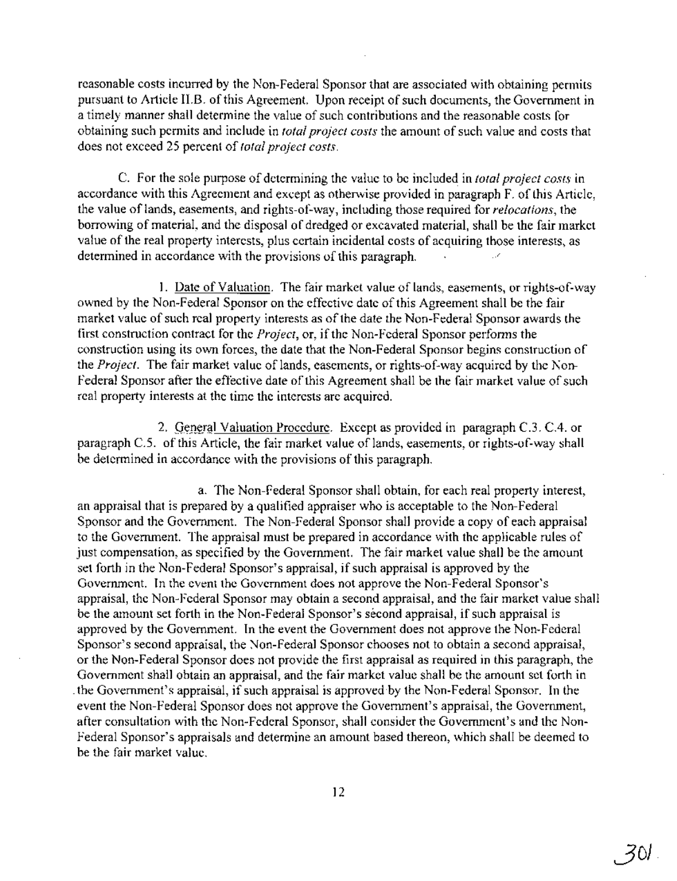reasonable costs incurred by the Non-Federal Sponsor that are associated with obtaining permits pursuant to Article II.B. of this Agreement. Upon receipt of such documents, the Government in a timely manner shall determine the value of such contributions and the reasonable costs for obtaining such permits and include in *total project costs* the amount of such value and costs that does not exceed 25 percent of *total project costs*.

C. For the sole purpose of determining the value to be included in *total project costs* in accordance with this Agreement and except as otherwise provided in paragraph F. of this Article, the value of lands, easements, and rights-of-way, including those required for *relocations*, the borrowing of material, and the disposal of dredged or excavated material, shall be the fair market value of the real property interests, plus certain incidental costs of acquiring those interests, as determined in accordance with the provisions of this paragraph.

1. Date of Valuation. The fair market value of lands, easements, or rights-of-way owned by the Non-Federal Sponsor on the effective date of this Agreement shall be the fair market value of such real property interests as of the date the Non-Federal Sponsor awards the first construction contract for the *Project*, or, if the Non-Federal Sponsor performs the construction using its own forces, the date that the Non-Federal Sponsor begins construction of the *Project*. The fair market value of lands, easements, or rights-of-way acquired by the Non-Federal Sponsor after the effective date of this Agreement shall be the fair market value of such real property interests at the time the interests are acquired.

2. General Valuation Procedure. Except as provided in paragraph C.3. C.4. or paragraph C.5. of this Article, the fair market value of lands, easements, or rights-of-way shall be determined in accordance with the provisions of this paragraph.

a. The Non-Federal Sponsor shall obtain, for each real property interest, an appraisal that is prepared by a qualified appraiser who is acceptable to the Non-Federal Sponsor and the Government. The Non-Federal Sponsor shall provide a copy of each appraisal to the Government. The appraisal must be prepared in accordance with the applicable rules of just compensation, as specified by the Government. The fair market value shall be the amount set forth in the Non-Federal Sponsor's appraisal, if such appraisal is approved by the Government. In the event the Government does not approve the Non-Federal Sponsor's appraisal, the Non-Federal Sponsor may obtain a second appraisal, and the fair market value shall be the amount set forth in the Non-Federal Sponsor's second appraisal, if such appraisal is approved by the Government. In the event the Government does not approve the Non-Federal Sponsor's second appraisal, the Non-Federal Sponsor chooses not to obtain a second appraisal, or the Non-Federal Sponsor does not provide the first appraisal as required in this paragraph, the Government shall obtain an appraisal, and the fair market value shall be the amount set forth in the Government's appraisal, if such appraisal is approved by the Non-Federal Sponsor. In the event the Non-Federal Sponsor does not approve the Government's appraisal, the Government, after consultation with the Non-Federal Sponsor, shall consider the Government's and the Non-Federal Sponsor's appraisals and determine an amount based thereon, which shall be deemed to be the fair market value.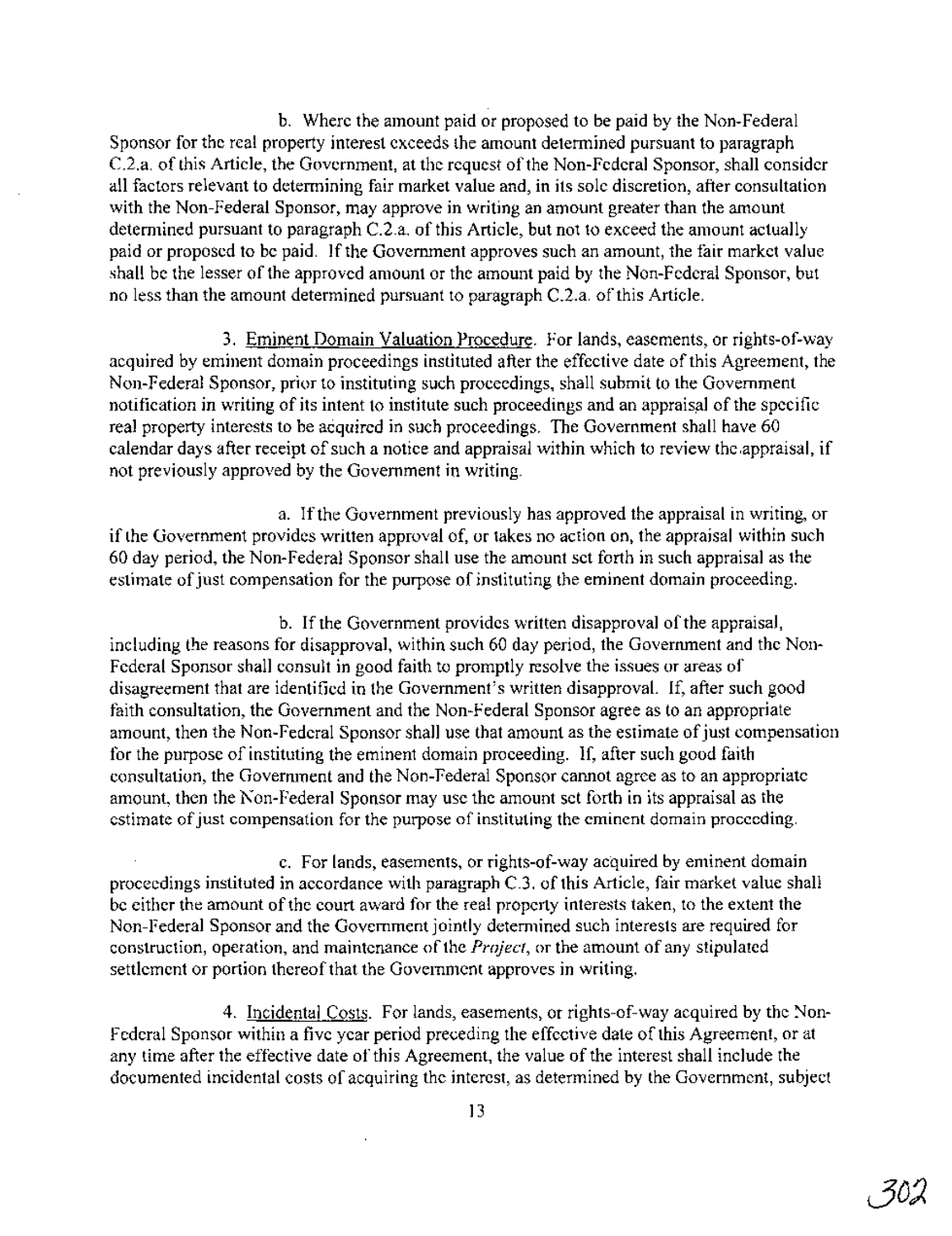b. Where the amount paid or proposed to be paid by the Non-Federal Sponsor for the real property interest exceeds the amount determined pursuant to paragraph C.2.a. of this Article, the Government, at the request of the Non-Federal Sponsor, shall consider all factors relevant to determining fair market value and, in its sole discretion, after consultation with the Non-Federal Sponsor, may approve in writing an amount greater than the amount determined pursuant to paragraph C.2.a. of this Article, but not to exceed the amount actually paid or proposed to be paid. If the Government approves such an amount, the fair market value shall be the lesser of the approved amount or the amount paid by the Non-Federal Sponsor, but no less than the amount determined pursuant to paragraph C.2.a. of this Article.

3. Eminent Domain Valuation Procedure. For lands, easements, or rights-of-way acquired by eminent domain proceedings instituted after the effective date of this Agreement, the Non-Federal Sponsor, prior to instituting such proceedings, shall submit to the Government notification in writing of its intent to institute such proceedings and an appraisal of the specific real property interests to be acquired in such proceedings. The Government shall have 60 calendar days after receipt of such a notice and appraisal within which to review the appraisal, if not previously approved by the Government in writing.

a. If the Government previously has approved the appraisal in writing, or if the Government provides written approval of, or takes no action on, the appraisal within such 60 day period, the Non-Federal Sponsor shall use the amount set forth in such appraisal as the estimate of just compensation for the purpose of instituting the eminent domain proceeding.

b. If the Government provides written disapproval of the appraisal, including the reasons for disapproval, within such 60 day period, the Government and the Non-Federal Sponsor shall consult in good faith to promptly resolve the issues or areas of disagreement that are identified in the Government's written disapproval. If, after such good faith consultation, the Government and the Non-Federal Sponsor agree as to an appropriate amount, then the Non-Federal Sponsor shall use that amount as the estimate of just compensation for the purpose of instituting the eminent domain proceeding. If, after such good faith consultation, the Government and the Non-Federal Sponsor cannot agree as to an appropriate amount, then the Non-Federal Sponsor may use the amount set forth in its appraisal as the estimate of just compensation for the purpose of instituting the eminent domain proceeding.

c. For lands, easements, or rights-of-way acquired by eminent domain proceedings instituted in accordance with paragraph C.3. of this Article, fair market value shall be either the amount of the court award for the real property interests taken, to the extent the Non-Federal Sponsor and the Government jointly determined such interests are required for construction, operation, and maintenance of the *Project*, or the amount of any stipulated settlement or portion thereof that the Government approves in writing.

4. Incidental Costs. For lands, easements, or rights-of-way acquired by the Non-Federal Sponsor within a five year period preceding the effective date of this Agreement, or at any time after the effective date of this Agreement, the value of the interest shall include the documented incidental costs of acquiring the interest, as determined by the Government, subject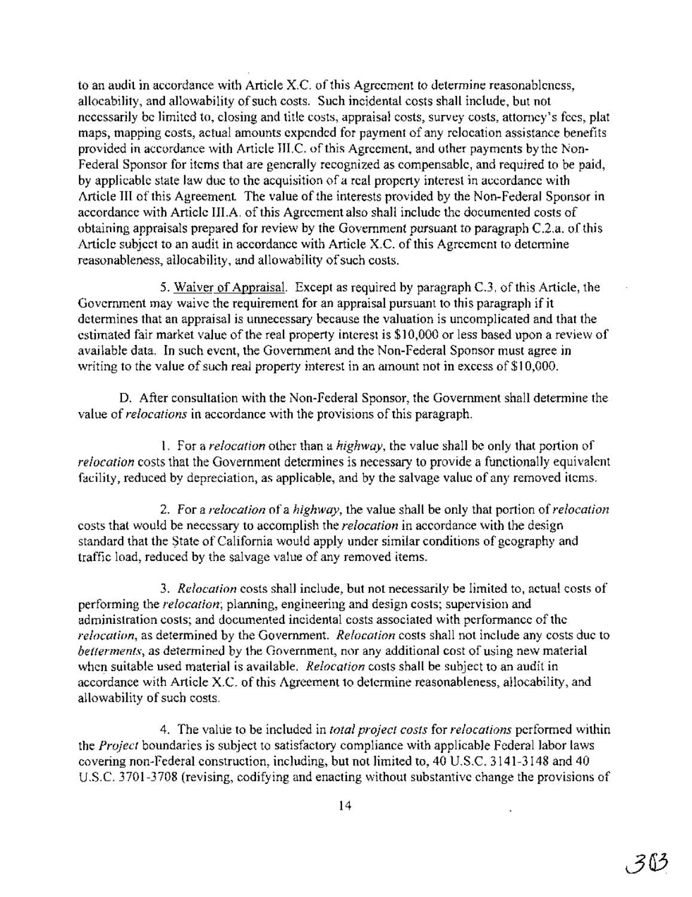to an audit in accordance with Article X.C. of this Agreement to determine reasonableness, allocability, and allowability of such costs. Such incidental costs shall include, but not necessarily be limited to, closing and title costs, appraisal costs, survey costs, attorney's fees, plat maps, mapping costs, actual amounts expended for payment of any relocation assistance benefits provided in accordance with Article III.C. of this Agreement, and other payments by the Non-Federal Sponsor for items that are generally recognized as compensable, and required to be paid, by applicable state law due to the acquisition of a real property interest in accordance with Article III of this Agreement. The value of the interests provided by the Non-Federal Sponsor in accordance with Article III.A. of this Agreement also shall include the documented costs of obtaining appraisals prepared for review by the Government pursuant to paragraph C.2.a. of this Article subject to an audit in accordance with Article X.C. of this Agreement to determine reasonableness, allocability, and allowability of such costs.

5. Waiver of Appraisal. Except as required by paragraph C.3. of this Article, the Government may waive the requirement for an appraisal pursuant to this paragraph if it determines that an appraisal is unnecessary because the valuation is uncomplicated and that the estimated fair market value of the real property interest is $10,000 or less based upon a review of available data. In such event, the Government and the Non-Federal Sponsor must agree in writing to the value of such real property interest in an amount not in excess of $10,000.

D. After consultation with the Non-Federal Sponsor, the Government shall determine the value of *relocations* in accordance with the provisions of this paragraph.

1. For a *relocation* other than a *highway*, the value shall be only that portion of *relocation* costs that the Government determines is necessary to provide a functionally equivalent facility, reduced by depreciation, as applicable, and by the salvage value of any removed items.

2. For a *relocation* of a *highway*, the value shall be only that portion of *relocation* costs that would be necessary to accomplish the *relocation* in accordance with the design standard that the State of California would apply under similar conditions of geography and traffic load, reduced by the salvage value of any removed items.

3. *Relocation* costs shall include, but not necessarily be limited to, actual costs of performing the *relocation*; planning, engineering and design costs; supervision and administration costs; and documented incidental costs associated with performance of the *relocation*, as determined by the Government. *Relocation* costs shall not include any costs due to *betterments*, as determined by the Government, nor any additional cost of using new material when suitable used material is available. *Relocation* costs shall be subject to an audit in accordance with Article X.C. of this Agreement to determine reasonableness, allocability, and allowability of such costs.

4. The value to be included in *total project costs* for *relocations* performed within the *Project* boundaries is subject to satisfactory compliance with applicable Federal labor laws covering non-Federal construction, including, but not limited to, 40 U.S.C. 3141-3148 and 40 U.S.C. 3701-3708 (revising, codifying and enacting without substantive change the provisions of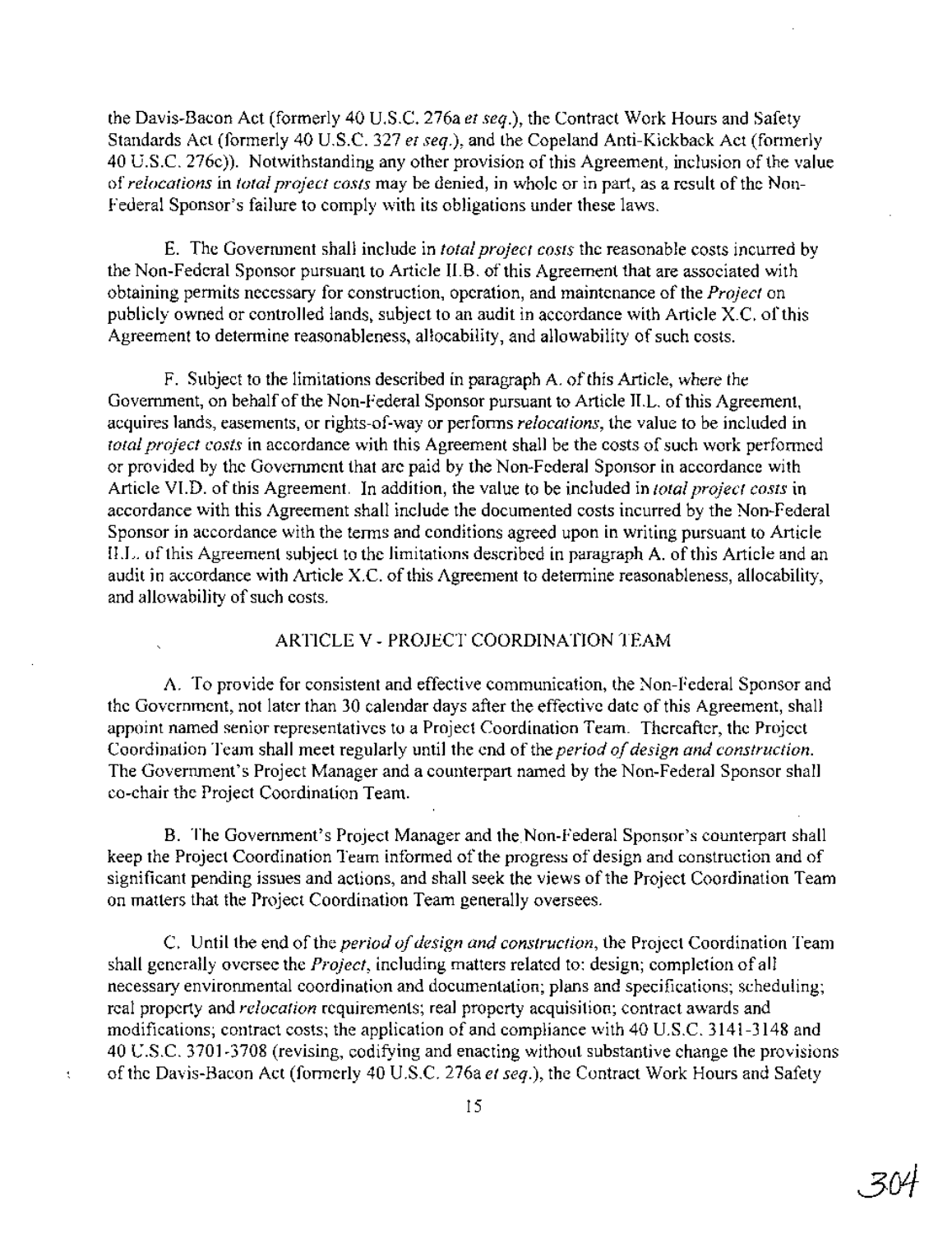the Davis-Bacon Act (formerly 40 U.S.C. 276a *et seq.*), the Contract Work Hours and Safety Standards Act (formerly 40 U.S.C. 327 *et seq.*), and the Copeland Anti-Kickback Act (formerly 40 U.S.C. 276c)). Notwithstanding any other provision of this Agreement, inclusion of the value of *relocations* in *total project costs* may be denied, in whole or in part, as a result of the Non-Federal Sponsor's failure to comply with its obligations under these laws.

E. The Government shall include in *total project costs* the reasonable costs incurred by the Non-Federal Sponsor pursuant to Article II.B. of this Agreement that are associated with obtaining permits necessary for construction, operation, and maintenance of the *Project* on publicly owned or controlled lands, subject to an audit in accordance with Article X.C. of this Agreement to determine reasonableness, allocability, and allowability of such costs.

F. Subject to the limitations described in paragraph A. of this Article, where the Government, on behalf of the Non-Federal Sponsor pursuant to Article II.L. of this Agreement, acquires lands, easements, or rights-of-way or performs *relocations*, the value to be included in *total project costs* in accordance with this Agreement shall be the costs of such work performed or provided by the Government that are paid by the Non-Federal Sponsor in accordance with Article VI.D. of this Agreement. In addition, the value to be included in *total project costs* in accordance with this Agreement shall include the documented costs incurred by the Non-Federal Sponsor in accordance with the terms and conditions agreed upon in writing pursuant to Article II.L. of this Agreement subject to the limitations described in paragraph A. of this Article and an audit in accordance with Article X.C. of this Agreement to determine reasonableness, allocability, and allowability of such costs.

## ARTICLE V - PROJECT COORDINATION TEAM

A. To provide for consistent and effective communication, the Non-Federal Sponsor and the Government, not later than 30 calendar days after the effective date of this Agreement, shall appoint named senior representatives to a Project Coordination Team. Thereafter, the Project Coordination Team shall meet regularly until the end of the *period of design and construction*. The Government's Project Manager and a counterpart named by the Non-Federal Sponsor shall co-chair the Project Coordination Team.

B. The Government's Project Manager and the Non-Federal Sponsor's counterpart shall keep the Project Coordination Team informed of the progress of design and construction and of significant pending issues and actions, and shall seek the views of the Project Coordination Team on matters that the Project Coordination Team generally oversees.

C. Until the end of the *period of design and construction*, the Project Coordination Team shall generally oversee the *Project*, including matters related to: design; completion of all necessary environmental coordination and documentation; plans and specifications; scheduling; real property and *relocation* requirements; real property acquisition; contract awards and modifications; contract costs; the application of and compliance with 40 U.S.C. 3141-3148 and 40 U.S.C. 3701-3708 (revising, codifying and enacting without substantive change the provisions of the Davis-Bacon Act (formerly 40 U.S.C. 276a *et seq.*), the Contract Work Hours and Safety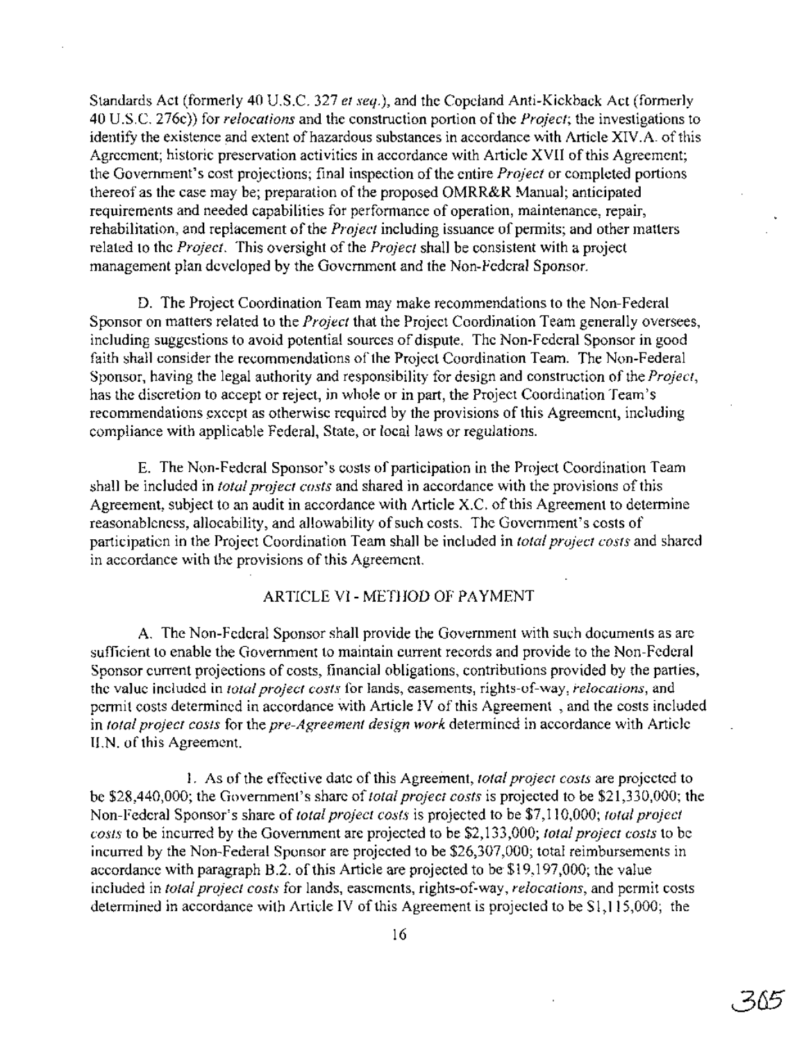Standards Act (formerly 40 U.S.C. 327 *et seq.*), and the Copeland Anti-Kickback Act (formerly 40 U.S.C. 276c)) for *relocations* and the construction portion of the *Project*; the investigations to identify the existence and extent of hazardous substances in accordance with Article XIV.A. of this Agreement; historic preservation activities in accordance with Article XVII of this Agreement; the Government's cost projections; final inspection of the entire *Project* or completed portions thereof as the case may be; preparation of the proposed OMRR&R Manual; anticipated requirements and needed capabilities for performance of operation, maintenance, repair, rehabilitation, and replacement of the *Project* including issuance of permits; and other matters related to the *Project*. This oversight of the *Project* shall be consistent with a project management plan developed by the Government and the Non-Federal Sponsor.

D. The Project Coordination Team may make recommendations to the Non-Federal Sponsor on matters related to the *Project* that the Project Coordination Team generally oversees, including suggestions to avoid potential sources of dispute. The Non-Federal Sponsor in good faith shall consider the recommendations of the Project Coordination Team. The Non-Federal Sponsor, having the legal authority and responsibility for design and construction of the *Project*, has the discretion to accept or reject, in whole or in part, the Project Coordination Team's recommendations except as otherwise required by the provisions of this Agreement, including compliance with applicable Federal, State, or local laws or regulations.

E. The Non-Federal Sponsor's costs of participation in the Project Coordination Team shall be included in *total project costs* and shared in accordance with the provisions of this Agreement, subject to an audit in accordance with Article X.C. of this Agreement to determine reasonableness, allocability, and allowability of such costs. The Government's costs of participation in the Project Coordination Team shall be included in *total project costs* and shared in accordance with the provisions of this Agreement.

## ARTICLE VI - METHOD OF PAYMENT

A. The Non-Federal Sponsor shall provide the Government with such documents as are sufficient to enable the Government to maintain current records and provide to the Non-Federal Sponsor current projections of costs, financial obligations, contributions provided by the parties, the value included in *total project costs* for lands, easements, rights-of-way, *relocations*, and permit costs determined in accordance with Article IV of this Agreement , and the costs included in *total project costs* for the *pre-Agreement design work* determined in accordance with Article II.N. of this Agreement.

1. As of the effective date of this Agreement, *total project costs* are projected to be \$28,440,000; the Government's share of *total project costs* is projected to be \$21,330,000; the Non-Federal Sponsor's share of *total project costs* is projected to be \$7,110,000; *total project costs* to be incurred by the Government are projected to be \$2,133,000; *total project costs* to be incurred by the Non-Federal Sponsor are projected to be \$26,307,000; total reimbursements in accordance with paragraph B.2. of this Article are projected to be \$19,197,000; the value included in *total project costs* for lands, easements, rights-of-way, *relocations*, and permit costs determined in accordance with Article IV of this Agreement is projected to be \$1,115,000; the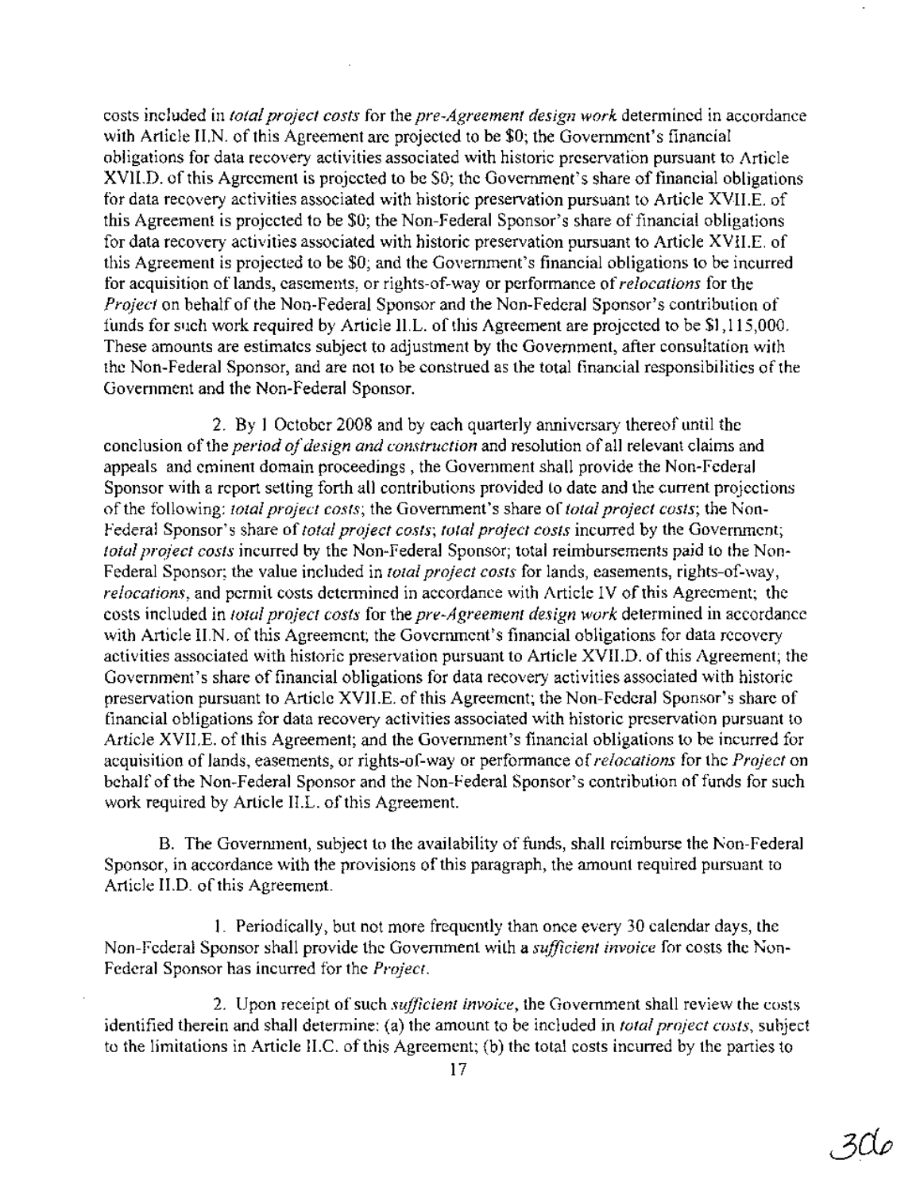costs included in *total project costs* for the *pre-Agreement design work* determined in accordance with Article II.N. of this Agreement are projected to be $0; the Government's financial obligations for data recovery activities associated with historic preservation pursuant to Article XVII.D. of this Agreement is projected to be $0; the Government's share of financial obligations for data recovery activities associated with historic preservation pursuant to Article XVII.E. of this Agreement is projected to be $0; the Non-Federal Sponsor's share of financial obligations for data recovery activities associated with historic preservation pursuant to Article XVII.E. of this Agreement is projected to be $0; and the Government's financial obligations to be incurred for acquisition of lands, easements, or rights-of-way or performance of *relocations* for the *Project* on behalf of the Non-Federal Sponsor and the Non-Federal Sponsor's contribution of funds for such work required by Article II.L. of this Agreement are projected to be $1,115,000. These amounts are estimates subject to adjustment by the Government, after consultation with the Non-Federal Sponsor, and are not to be construed as the total financial responsibilities of the Government and the Non-Federal Sponsor.

2. By 1 October 2008 and by each quarterly anniversary thereof until the conclusion of the *period of design and construction* and resolution of all relevant claims and appeals and eminent domain proceedings , the Government shall provide the Non-Federal Sponsor with a report setting forth all contributions provided to date and the current projections of the following: *total project costs*; the Government's share of *total project costs*; the Non-Federal Sponsor's share of *total project costs*; *total project costs* incurred by the Government; *total project costs* incurred by the Non-Federal Sponsor; total reimbursements paid to the Non-Federal Sponsor; the value included in *total project costs* for lands, easements, rights-of-way, *relocations*, and permit costs determined in accordance with Article IV of this Agreement; the costs included in *total project costs* for the *pre-Agreement design work* determined in accordance with Article II.N. of this Agreement; the Government's financial obligations for data recovery activities associated with historic preservation pursuant to Article XVII.D. of this Agreement; the Government's share of financial obligations for data recovery activities associated with historic preservation pursuant to Article XVII.E. of this Agreement; the Non-Federal Sponsor's share of financial obligations for data recovery activities associated with historic preservation pursuant to Article XVII.E. of this Agreement; and the Government's financial obligations to be incurred for acquisition of lands, easements, or rights-of-way or performance of *relocations* for the *Project* on behalf of the Non-Federal Sponsor and the Non-Federal Sponsor's contribution of funds for such work required by Article II.L. of this Agreement.

B. The Government, subject to the availability of funds, shall reimburse the Non-Federal Sponsor, in accordance with the provisions of this paragraph, the amount required pursuant to Article II.D. of this Agreement.

1. Periodically, but not more frequently than once every 30 calendar days, the Non-Federal Sponsor shall provide the Government with a *sufficient invoice* for costs the Non-Federal Sponsor has incurred for the *Project*.

2. Upon receipt of such *sufficient invoice*, the Government shall review the costs identified therein and shall determine: (a) the amount to be included in *total project costs*, subject to the limitations in Article II.C. of this Agreement; (b) the total costs incurred by the parties to

30c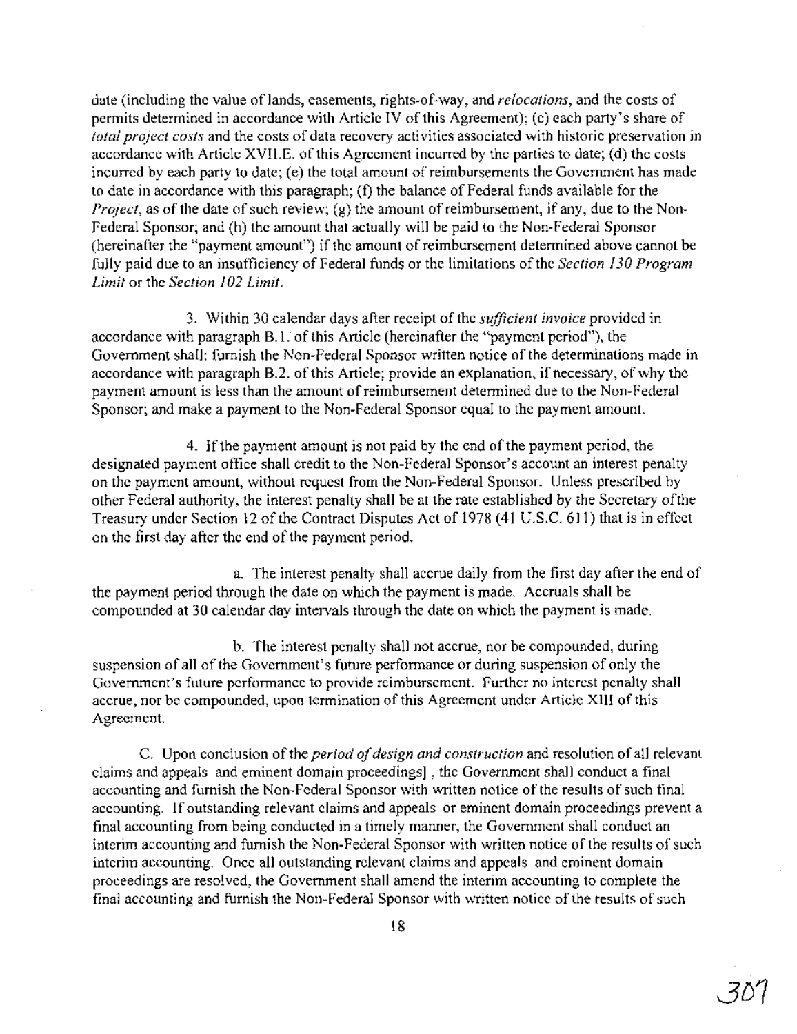date (including the value of lands, easements, rights-of-way, and *relocations*, and the costs of permits determined in accordance with Article IV of this Agreement); (c) each party's share of *total project costs* and the costs of data recovery activities associated with historic preservation in accordance with Article XVII.E. of this Agreement incurred by the parties to date; (d) the costs incurred by each party to date; (e) the total amount of reimbursements the Government has made to date in accordance with this paragraph; (f) the balance of Federal funds available for the *Project*, as of the date of such review; (g) the amount of reimbursement, if any, due to the Non-Federal Sponsor; and (h) the amount that actually will be paid to the Non-Federal Sponsor (hereinafter the "payment amount") if the amount of reimbursement determined above cannot be fully paid due to an insufficiency of Federal funds or the limitations of the *Section 130 Program Limit* or the *Section 102 Limit*.

3. Within 30 calendar days after receipt of the *sufficient invoice* provided in accordance with paragraph B.1. of this Article (hereinafter the "payment period"), the Government shall: furnish the Non-Federal Sponsor written notice of the determinations made in accordance with paragraph B.2. of this Article; provide an explanation, if necessary, of why the payment amount is less than the amount of reimbursement determined due to the Non-Federal Sponsor; and make a payment to the Non-Federal Sponsor equal to the payment amount.

4. If the payment amount is not paid by the end of the payment period, the designated payment office shall credit to the Non-Federal Sponsor's account an interest penalty on the payment amount, without request from the Non-Federal Sponsor. Unless prescribed by other Federal authority, the interest penalty shall be at the rate established by the Secretary of the Treasury under Section 12 of the Contract Disputes Act of 1978 (41 U.S.C. 611) that is in effect on the first day after the end of the payment period.

a. The interest penalty shall accrue daily from the first day after the end of the payment period through the date on which the payment is made. Accruals shall be compounded at 30 calendar day intervals through the date on which the payment is made.

b. The interest penalty shall not accrue, nor be compounded, during suspension of all of the Government's future performance or during suspension of only the Government's future performance to provide reimbursement. Further no interest penalty shall accrue, nor be compounded, upon termination of this Agreement under Article XIII of this Agreement.

C. Upon conclusion of the *period of design and construction* and resolution of all relevant claims and appeals and eminent domain proceedings] , the Government shall conduct a final accounting and furnish the Non-Federal Sponsor with written notice of the results of such final accounting. If outstanding relevant claims and appeals or eminent domain proceedings prevent a final accounting from being conducted in a timely manner, the Government shall conduct an interim accounting and furnish the Non-Federal Sponsor with written notice of the results of such interim accounting. Once all outstanding relevant claims and appeals and eminent domain proceedings are resolved, the Government shall amend the interim accounting to complete the final accounting and furnish the Non-Federal Sponsor with written notice of the results of such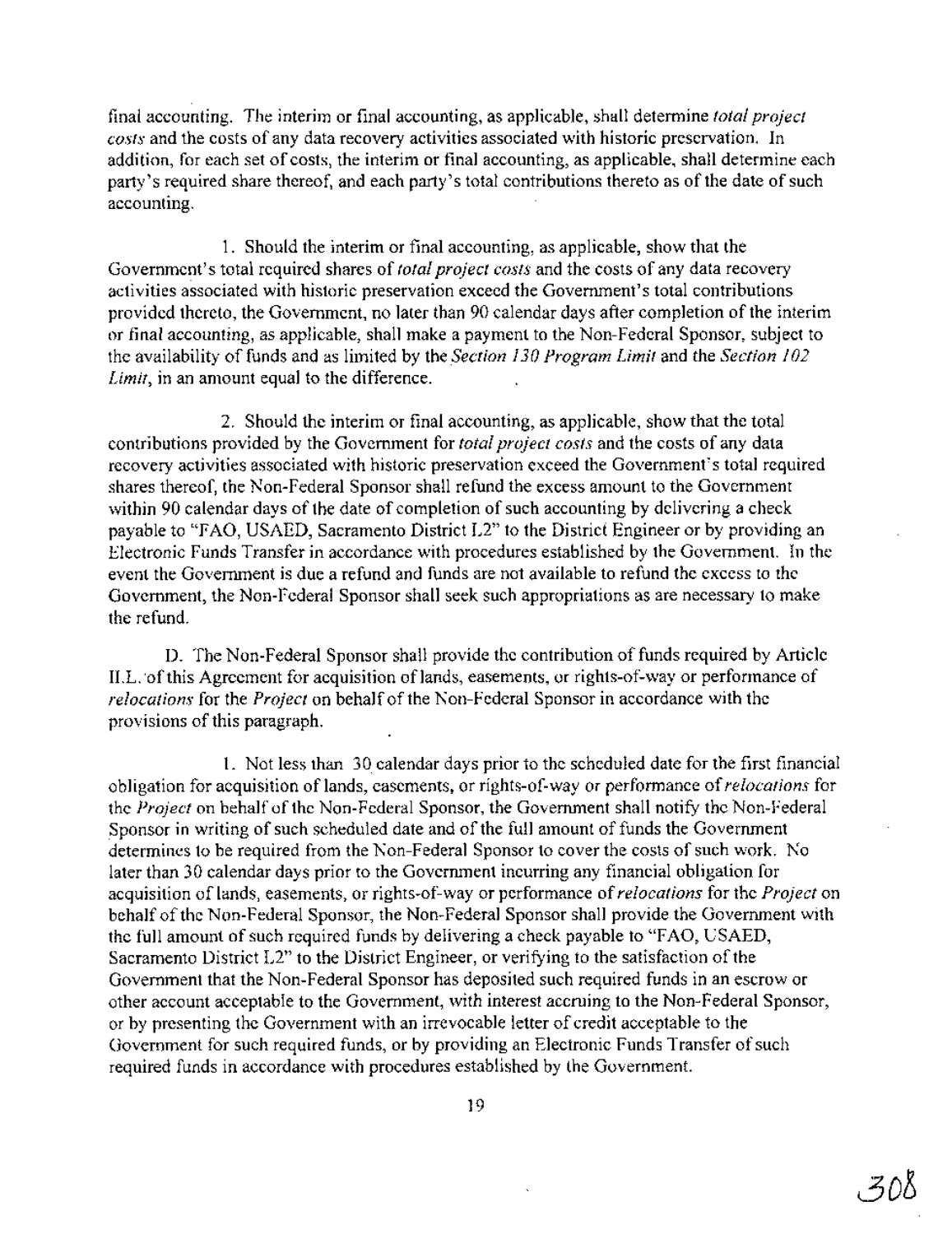final accounting. The interim or final accounting, as applicable, shall determine *total project costs* and the costs of any data recovery activities associated with historic preservation. In addition, for each set of costs, the interim or final accounting, as applicable, shall determine each party's required share thereof, and each party's total contributions thereto as of the date of such accounting.

1. Should the interim or final accounting, as applicable, show that the Government's total required shares of *total project costs* and the costs of any data recovery activities associated with historic preservation exceed the Government's total contributions provided thereto, the Government, no later than 90 calendar days after completion of the interim or final accounting, as applicable, shall make a payment to the Non-Federal Sponsor, subject to the availability of funds and as limited by the *Section 130 Program Limit* and the *Section 102 Limit*, in an amount equal to the difference.

2. Should the interim or final accounting, as applicable, show that the total contributions provided by the Government for *total project costs* and the costs of any data recovery activities associated with historic preservation exceed the Government's total required shares thereof, the Non-Federal Sponsor shall refund the excess amount to the Government within 90 calendar days of the date of completion of such accounting by delivering a check payable to "FAO, USAED, Sacramento District L2" to the District Engineer or by providing an Electronic Funds Transfer in accordance with procedures established by the Government. In the event the Government is due a refund and funds are not available to refund the excess to the Government, the Non-Federal Sponsor shall seek such appropriations as are necessary to make the refund.

D. The Non-Federal Sponsor shall provide the contribution of funds required by Article II.L. of this Agreement for acquisition of lands, easements, or rights-of-way or performance of *relocations* for the *Project* on behalf of the Non-Federal Sponsor in accordance with the provisions of this paragraph.

1. Not less than 30 calendar days prior to the scheduled date for the first financial obligation for acquisition of lands, easements, or rights-of-way or performance of *relocations* for the *Project* on behalf of the Non-Federal Sponsor, the Government shall notify the Non-Federal Sponsor in writing of such scheduled date and of the full amount of funds the Government determines to be required from the Non-Federal Sponsor to cover the costs of such work. No later than 30 calendar days prior to the Government incurring any financial obligation for acquisition of lands, easements, or rights-of-way or performance of *relocations* for the *Project* on behalf of the Non-Federal Sponsor, the Non-Federal Sponsor shall provide the Government with the full amount of such required funds by delivering a check payable to "FAO, USAED, Sacramento District L2" to the District Engineer, or verifying to the satisfaction of the Government that the Non-Federal Sponsor has deposited such required funds in an escrow or other account acceptable to the Government, with interest accruing to the Non-Federal Sponsor, or by presenting the Government with an irrevocable letter of credit acceptable to the Government for such required funds, or by providing an Electronic Funds Transfer of such required funds in accordance with procedures established by the Government.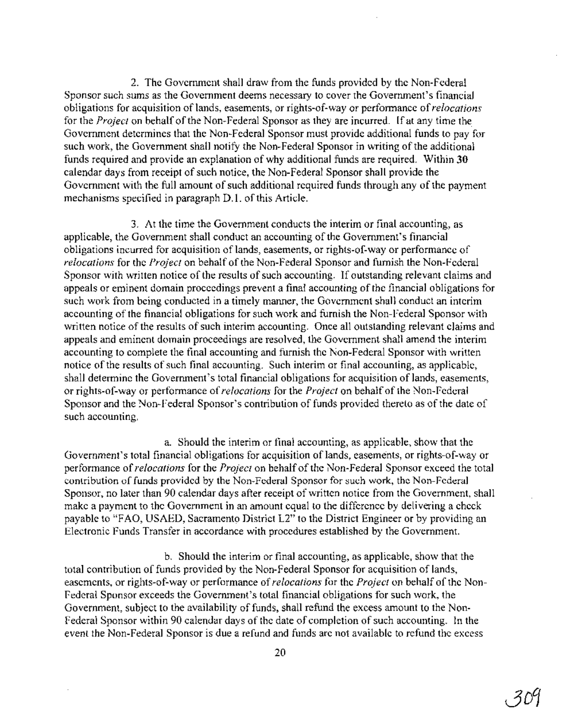2. The Government shall draw from the funds provided by the Non-Federal Sponsor such sums as the Government deems necessary to cover the Government's financial obligations for acquisition of lands, easements, or rights-of-way or performance of *relocations* for the *Project* on behalf of the Non-Federal Sponsor as they are incurred. If at any time the Government determines that the Non-Federal Sponsor must provide additional funds to pay for such work, the Government shall notify the Non-Federal Sponsor in writing of the additional funds required and provide an explanation of why additional funds are required. Within **30** calendar days from receipt of such notice, the Non-Federal Sponsor shall provide the Government with the full amount of such additional required funds through any of the payment mechanisms specified in paragraph D.1. of this Article.

3. At the time the Government conducts the interim or final accounting, as applicable, the Government shall conduct an accounting of the Government's financial obligations incurred for acquisition of lands, easements, or rights-of-way or performance of *relocations* for the *Project* on behalf of the Non-Federal Sponsor and furnish the Non-Federal Sponsor with written notice of the results of such accounting. If outstanding relevant claims and appeals or eminent domain proceedings prevent a final accounting of the financial obligations for such work from being conducted in a timely manner, the Government shall conduct an interim accounting of the financial obligations for such work and furnish the Non-Federal Sponsor with written notice of the results of such interim accounting. Once all outstanding relevant claims and appeals and eminent domain proceedings are resolved, the Government shall amend the interim accounting to complete the final accounting and furnish the Non-Federal Sponsor with written notice of the results of such final accounting. Such interim or final accounting, as applicable, shall determine the Government's total financial obligations for acquisition of lands, easements, or rights-of-way or performance of *relocations* for the *Project* on behalf of the Non-Federal Sponsor and the Non-Federal Sponsor's contribution of funds provided thereto as of the date of such accounting.

a. Should the interim or final accounting, as applicable, show that the Government's total financial obligations for acquisition of lands, easements, or rights-of-way or performance of *relocations* for the *Project* on behalf of the Non-Federal Sponsor exceed the total contribution of funds provided by the Non-Federal Sponsor for such work, the Non-Federal Sponsor, no later than 90 calendar days after receipt of written notice from the Government, shall make a payment to the Government in an amount equal to the difference by delivering a check payable to "FAO, USAED, Sacramento District L2" to the District Engineer or by providing an Electronic Funds Transfer in accordance with procedures established by the Government.

b. Should the interim or final accounting, as applicable, show that the total contribution of funds provided by the Non-Federal Sponsor for acquisition of lands, easements, or rights-of-way or performance of *relocations* for the *Project* on behalf of the Non-Federal Sponsor exceeds the Government's total financial obligations for such work, the Government, subject to the availability of funds, shall refund the excess amount to the Non-Federal Sponsor within 90 calendar days of the date of completion of such accounting. In the event the Non-Federal Sponsor is due a refund and funds are not available to refund the excess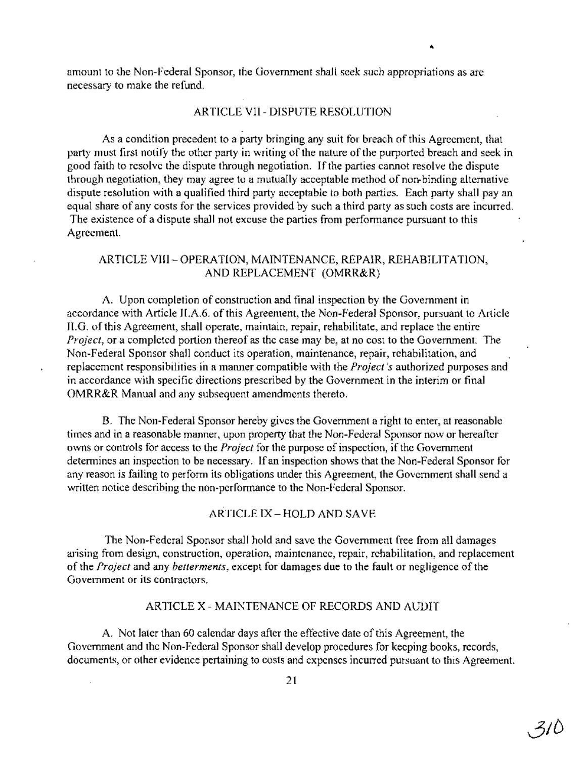amount to the Non-Federal Sponsor, the Government shall seek such appropriations as are necessary to make the refund.

## ARTICLE VII - DISPUTE RESOLUTION

As a condition precedent to a party bringing any suit for breach of this Agreement, that party must first notify the other party in writing of the nature of the purported breach and seek in good faith to resolve the dispute through negotiation. If the parties cannot resolve the dispute through negotiation, they may agree to a mutually acceptable method of non-binding alternative dispute resolution with a qualified third party acceptable to both parties. Each party shall pay an equal share of any costs for the services provided by such a third party as such costs are incurred. The existence of a dispute shall not excuse the parties from performance pursuant to this Agreement.

## ARTICLE VIII – OPERATION, MAINTENANCE, REPAIR, REHABILITATION, AND REPLACEMENT (OMRR&R)

A. Upon completion of construction and final inspection by the Government in accordance with Article II.A.6. of this Agreement, the Non-Federal Sponsor, pursuant to Article II.G. of this Agreement, shall operate, maintain, repair, rehabilitate, and replace the entire *Project*, or a completed portion thereof as the case may be, at no cost to the Government. The Non-Federal Sponsor shall conduct its operation, maintenance, repair, rehabilitation, and replacement responsibilities in a manner compatible with the *Project's* authorized purposes and in accordance with specific directions prescribed by the Government in the interim or final OMRR&R Manual and any subsequent amendments thereto.

B. The Non-Federal Sponsor hereby gives the Government a right to enter, at reasonable times and in a reasonable manner, upon property that the Non-Federal Sponsor now or hereafter owns or controls for access to the *Project* for the purpose of inspection, if the Government determines an inspection to be necessary. If an inspection shows that the Non-Federal Sponsor for any reason is failing to perform its obligations under this Agreement, the Government shall send a written notice describing the non-performance to the Non-Federal Sponsor.

## ARTICLE IX – HOLD AND SAVE

The Non-Federal Sponsor shall hold and save the Government free from all damages arising from design, construction, operation, maintenance, repair, rehabilitation, and replacement of the *Project* and any *betterments*, except for damages due to the fault or negligence of the Government or its contractors.

## ARTICLE X - MAINTENANCE OF RECORDS AND AUDIT

A. Not later than 60 calendar days after the effective date of this Agreement, the Government and the Non-Federal Sponsor shall develop procedures for keeping books, records, documents, or other evidence pertaining to costs and expenses incurred pursuant to this Agreement.

310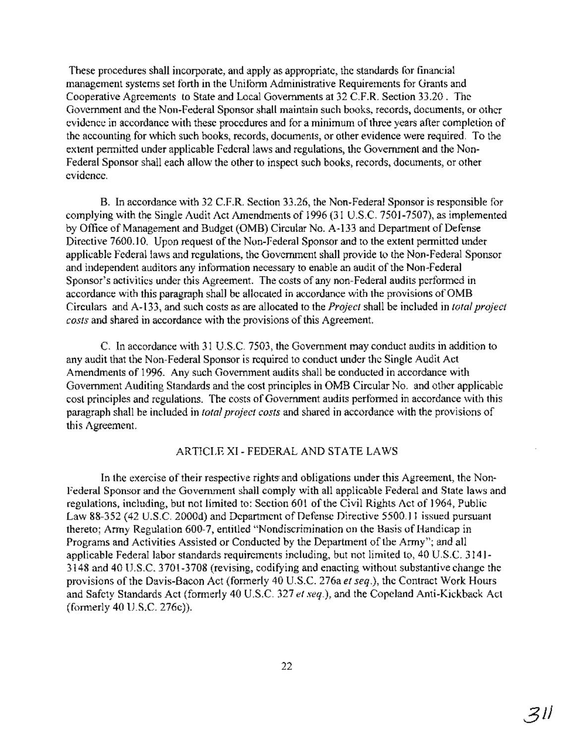These procedures shall incorporate, and apply as appropriate, the standards for financial management systems set forth in the Uniform Administrative Requirements for Grants and Cooperative Agreements to State and Local Governments at 32 C.F.R. Section 33.20 . The Government and the Non-Federal Sponsor shall maintain such books, records, documents, or other evidence in accordance with these procedures and for a minimum of three years after completion of the accounting for which such books, records, documents, or other evidence were required. To the extent permitted under applicable Federal laws and regulations, the Government and the Non-Federal Sponsor shall each allow the other to inspect such books, records, documents, or other evidence.

B. In accordance with 32 C.F.R. Section 33.26, the Non-Federal Sponsor is responsible for complying with the Single Audit Act Amendments of 1996 (31 U.S.C. 7501-7507), as implemented by Office of Management and Budget (OMB) Circular No. A-133 and Department of Defense Directive 7600.10. Upon request of the Non-Federal Sponsor and to the extent permitted under applicable Federal laws and regulations, the Government shall provide to the Non-Federal Sponsor and independent auditors any information necessary to enable an audit of the Non-Federal Sponsor's activities under this Agreement. The costs of any non-Federal audits performed in accordance with this paragraph shall be allocated in accordance with the provisions of OMB Circulars and A-133, and such costs as are allocated to the *Project* shall be included in *total project costs* and shared in accordance with the provisions of this Agreement.

C. In accordance with 31 U.S.C. 7503, the Government may conduct audits in addition to any audit that the Non-Federal Sponsor is required to conduct under the Single Audit Act Amendments of 1996. Any such Government audits shall be conducted in accordance with Government Auditing Standards and the cost principles in OMB Circular No. and other applicable cost principles and regulations. The costs of Government audits performed in accordance with this paragraph shall be included in *total project costs* and shared in accordance with the provisions of this Agreement.

## ARTICLE XI - FEDERAL AND STATE LAWS

In the exercise of their respective rights and obligations under this Agreement, the Non-Federal Sponsor and the Government shall comply with all applicable Federal and State laws and regulations, including, but not limited to: Section 601 of the Civil Rights Act of 1964, Public Law 88-352 (42 U.S.C. 2000d) and Department of Defense Directive 5500.11 issued pursuant thereto; Army Regulation 600-7, entitled "Nondiscrimination on the Basis of Handicap in Programs and Activities Assisted or Conducted by the Department of the Army"; and all applicable Federal labor standards requirements including, but not limited to, 40 U.S.C. 3141-3148 and 40 U.S.C. 3701-3708 (revising, codifying and enacting without substantive change the provisions of the Davis-Bacon Act (formerly 40 U.S.C. 276a *et seq.*), the Contract Work Hours and Safety Standards Act (formerly 40 U.S.C. 327 *et seq.*), and the Copeland Anti-Kickback Act (formerly 40 U.S.C. 276c)).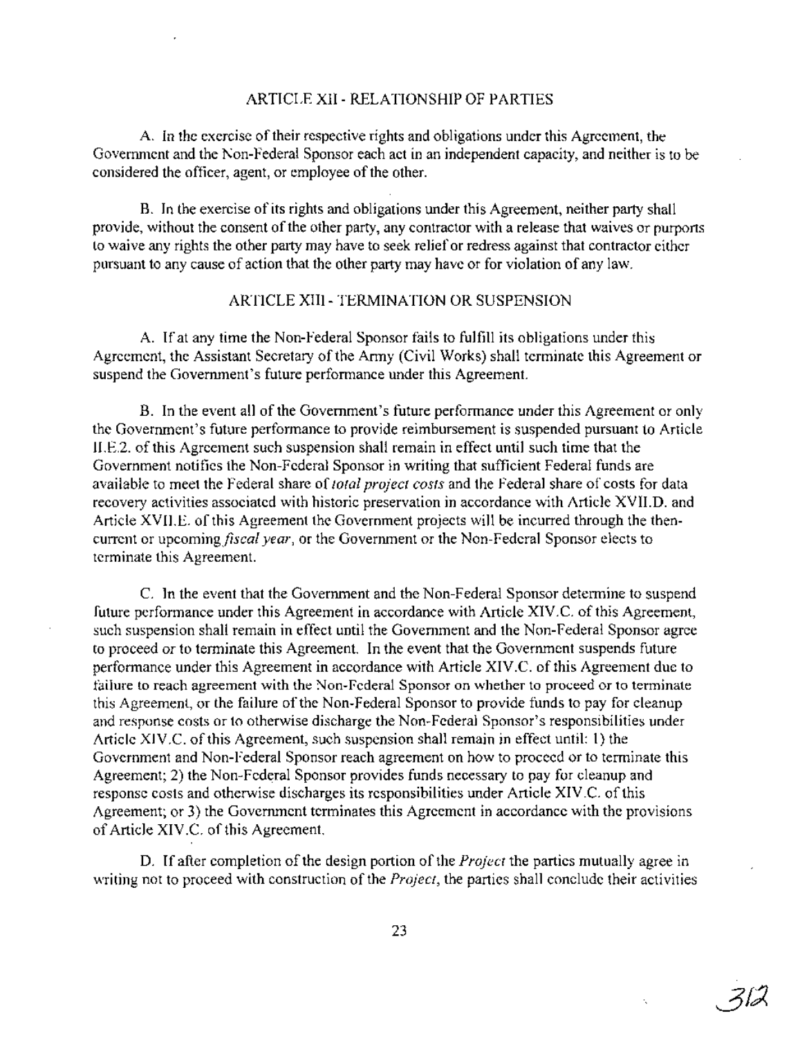## ARTICLE XII - RELATIONSHIP OF PARTIES

A. In the exercise of their respective rights and obligations under this Agreement, the Government and the Non-Federal Sponsor each act in an independent capacity, and neither is to be considered the officer, agent, or employee of the other.

B. In the exercise of its rights and obligations under this Agreement, neither party shall provide, without the consent of the other party, any contractor with a release that waives or purports to waive any rights the other party may have to seek relief or redress against that contractor either pursuant to any cause of action that the other party may have or for violation of any law.

## ARTICLE XIII - TERMINATION OR SUSPENSION

A. If at any time the Non-Federal Sponsor fails to fulfill its obligations under this Agreement, the Assistant Secretary of the Army (Civil Works) shall terminate this Agreement or suspend the Government's future performance under this Agreement.

B. In the event all of the Government's future performance under this Agreement or only the Government's future performance to provide reimbursement is suspended pursuant to Article II.E.2. of this Agreement such suspension shall remain in effect until such time that the Government notifies the Non-Federal Sponsor in writing that sufficient Federal funds are available to meet the Federal share of *total project costs* and the Federal share of costs for data recovery activities associated with historic preservation in accordance with Article XVII.D. and Article XVII.E. of this Agreement the Government projects will be incurred through the then-current or upcoming *fiscal year*, or the Government or the Non-Federal Sponsor elects to terminate this Agreement.

C. In the event that the Government and the Non-Federal Sponsor determine to suspend future performance under this Agreement in accordance with Article XIV.C. of this Agreement, such suspension shall remain in effect until the Government and the Non-Federal Sponsor agree to proceed or to terminate this Agreement. In the event that the Government suspends future performance under this Agreement in accordance with Article XIV.C. of this Agreement due to failure to reach agreement with the Non-Federal Sponsor on whether to proceed or to terminate this Agreement, or the failure of the Non-Federal Sponsor to provide funds to pay for cleanup and response costs or to otherwise discharge the Non-Federal Sponsor's responsibilities under Article XIV.C. of this Agreement, such suspension shall remain in effect until: 1) the Government and Non-Federal Sponsor reach agreement on how to proceed or to terminate this Agreement; 2) the Non-Federal Sponsor provides funds necessary to pay for cleanup and response costs and otherwise discharges its responsibilities under Article XIV.C. of this Agreement; or 3) the Government terminates this Agreement in accordance with the provisions of Article XIV.C. of this Agreement.

D. If after completion of the design portion of the *Project* the parties mutually agree in writing not to proceed with construction of the *Project*, the parties shall conclude their activities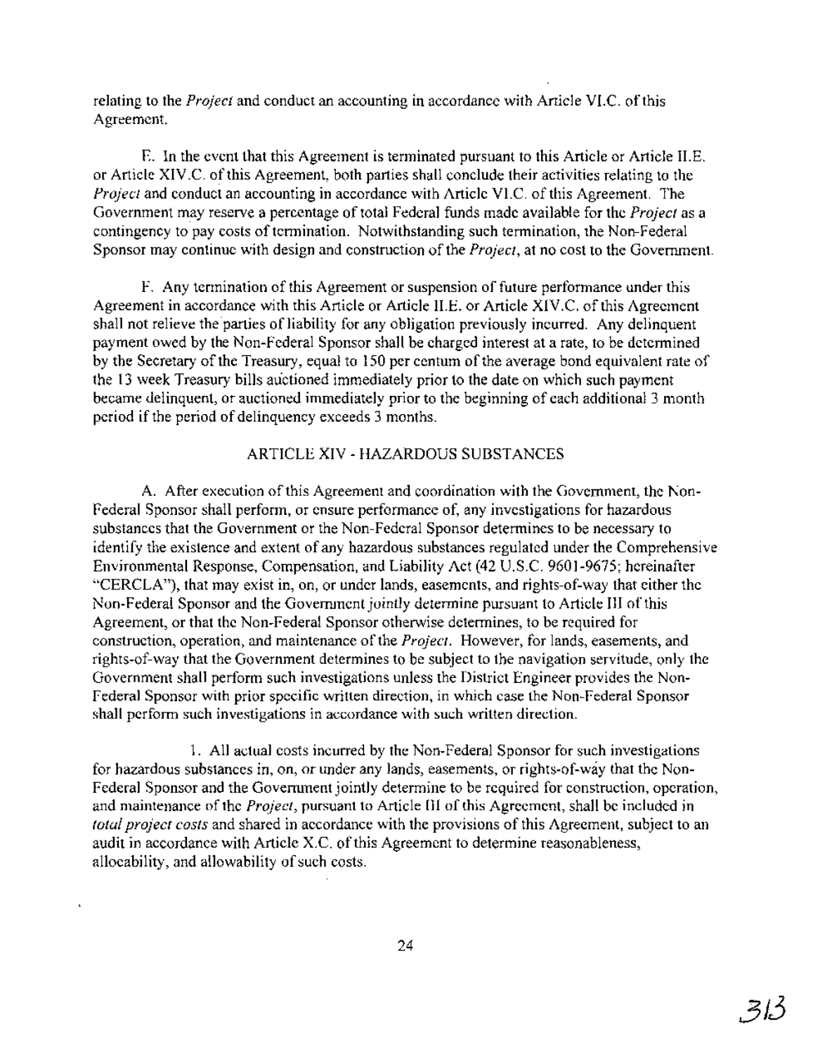relating to the *Project* and conduct an accounting in accordance with Article VI.C. of this Agreement.

E. In the event that this Agreement is terminated pursuant to this Article or Article II.E. or Article XIV.C. of this Agreement, both parties shall conclude their activities relating to the *Project* and conduct an accounting in accordance with Article VI.C. of this Agreement. The Government may reserve a percentage of total Federal funds made available for the *Project* as a contingency to pay costs of termination. Notwithstanding such termination, the Non-Federal Sponsor may continue with design and construction of the *Project*, at no cost to the Government.

F. Any termination of this Agreement or suspension of future performance under this Agreement in accordance with this Article or Article II.E. or Article XIV.C. of this Agreement shall not relieve the parties of liability for any obligation previously incurred. Any delinquent payment owed by the Non-Federal Sponsor shall be charged interest at a rate, to be determined by the Secretary of the Treasury, equal to 150 per centum of the average bond equivalent rate of the 13 week Treasury bills auctioned immediately prior to the date on which such payment became delinquent, or auctioned immediately prior to the beginning of each additional 3 month period if the period of delinquency exceeds 3 months.

## ARTICLE XIV - HAZARDOUS SUBSTANCES

A. After execution of this Agreement and coordination with the Government, the Non-Federal Sponsor shall perform, or ensure performance of, any investigations for hazardous substances that the Government or the Non-Federal Sponsor determines to be necessary to identify the existence and extent of any hazardous substances regulated under the Comprehensive Environmental Response, Compensation, and Liability Act (42 U.S.C. 9601-9675; hereinafter "CERCLA"), that may exist in, on, or under lands, easements, and rights-of-way that either the Non-Federal Sponsor and the Government jointly determine pursuant to Article III of this Agreement, or that the Non-Federal Sponsor otherwise determines, to be required for construction, operation, and maintenance of the *Project*. However, for lands, easements, and rights-of-way that the Government determines to be subject to the navigation servitude, only the Government shall perform such investigations unless the District Engineer provides the Non-Federal Sponsor with prior specific written direction, in which case the Non-Federal Sponsor shall perform such investigations in accordance with such written direction.

1. All actual costs incurred by the Non-Federal Sponsor for such investigations for hazardous substances in, on, or under any lands, easements, or rights-of-way that the Non-Federal Sponsor and the Government jointly determine to be required for construction, operation, and maintenance of the *Project*, pursuant to Article III of this Agreement, shall be included in *total project costs* and shared in accordance with the provisions of this Agreement, subject to an audit in accordance with Article X.C. of this Agreement to determine reasonableness, allocability, and allowability of such costs.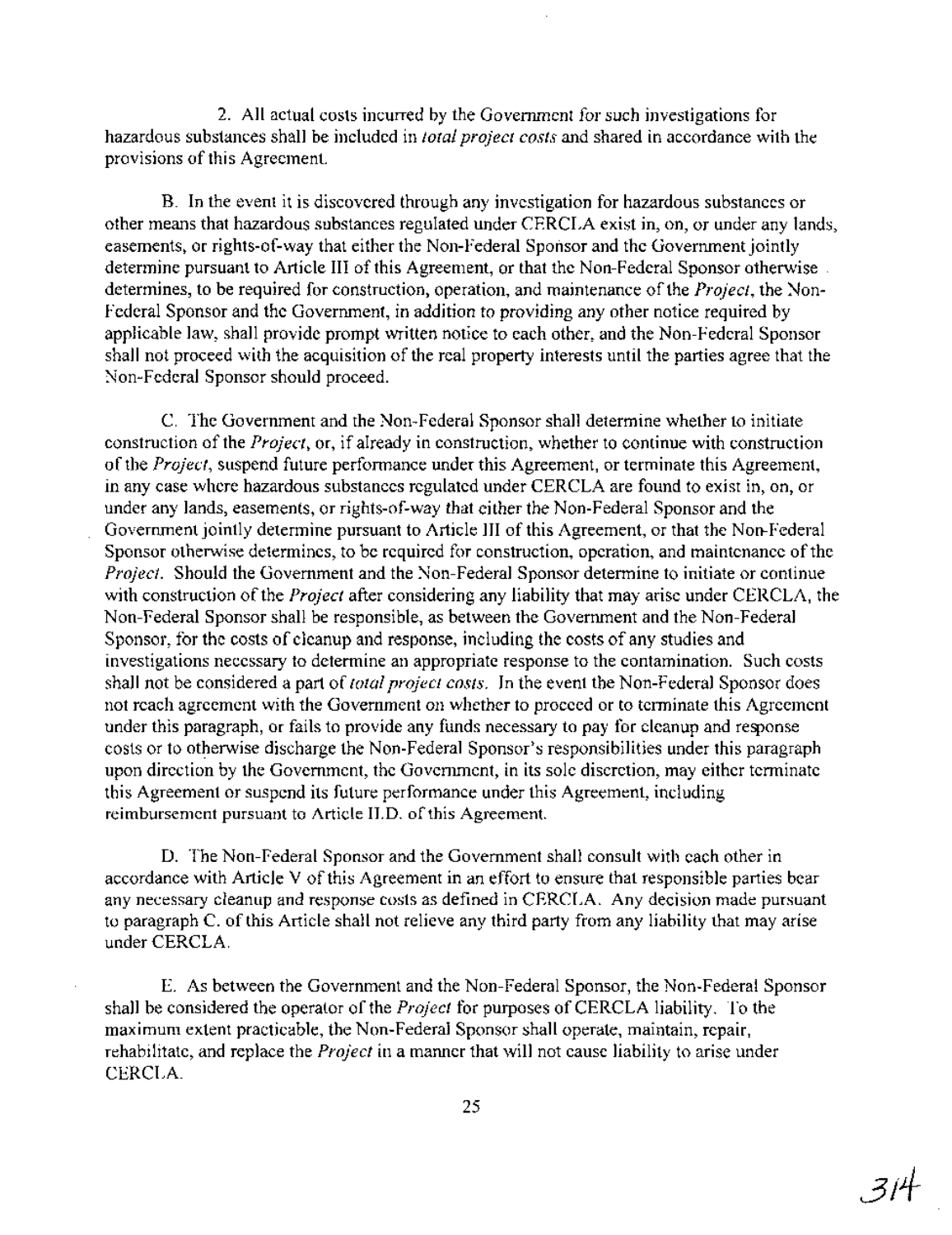2. All actual costs incurred by the Government for such investigations for hazardous substances shall be included in *total project costs* and shared in accordance with the provisions of this Agreement.

B. In the event it is discovered through any investigation for hazardous substances or other means that hazardous substances regulated under CERCLA exist in, on, or under any lands, easements, or rights-of-way that either the Non-Federal Sponsor and the Government jointly determine pursuant to Article III of this Agreement, or that the Non-Federal Sponsor otherwise determines, to be required for construction, operation, and maintenance of the *Project*, the Non-Federal Sponsor and the Government, in addition to providing any other notice required by applicable law, shall provide prompt written notice to each other, and the Non-Federal Sponsor shall not proceed with the acquisition of the real property interests until the parties agree that the Non-Federal Sponsor should proceed.

C. The Government and the Non-Federal Sponsor shall determine whether to initiate construction of the *Project*, or, if already in construction, whether to continue with construction of the *Project*, suspend future performance under this Agreement, or terminate this Agreement, in any case where hazardous substances regulated under CERCLA are found to exist in, on, or under any lands, easements, or rights-of-way that either the Non-Federal Sponsor and the Government jointly determine pursuant to Article III of this Agreement, or that the Non-Federal Sponsor otherwise determines, to be required for construction, operation, and maintenance of the *Project*. Should the Government and the Non-Federal Sponsor determine to initiate or continue with construction of the *Project* after considering any liability that may arise under CERCLA, the Non-Federal Sponsor shall be responsible, as between the Government and the Non-Federal Sponsor, for the costs of cleanup and response, including the costs of any studies and investigations necessary to determine an appropriate response to the contamination. Such costs shall not be considered a part of *total project costs*. In the event the Non-Federal Sponsor does not reach agreement with the Government on whether to proceed or to terminate this Agreement under this paragraph, or fails to provide any funds necessary to pay for cleanup and response costs or to otherwise discharge the Non-Federal Sponsor's responsibilities under this paragraph upon direction by the Government, the Government, in its sole discretion, may either terminate this Agreement or suspend its future performance under this Agreement, including reimbursement pursuant to Article II.D. of this Agreement.

D. The Non-Federal Sponsor and the Government shall consult with each other in accordance with Article V of this Agreement in an effort to ensure that responsible parties bear any necessary cleanup and response costs as defined in CERCLA. Any decision made pursuant to paragraph C. of this Article shall not relieve any third party from any liability that may arise under CERCLA.

E. As between the Government and the Non-Federal Sponsor, the Non-Federal Sponsor shall be considered the operator of the *Project* for purposes of CERCLA liability. To the maximum extent practicable, the Non-Federal Sponsor shall operate, maintain, repair, rehabilitate, and replace the *Project* in a manner that will not cause liability to arise under CERCLA.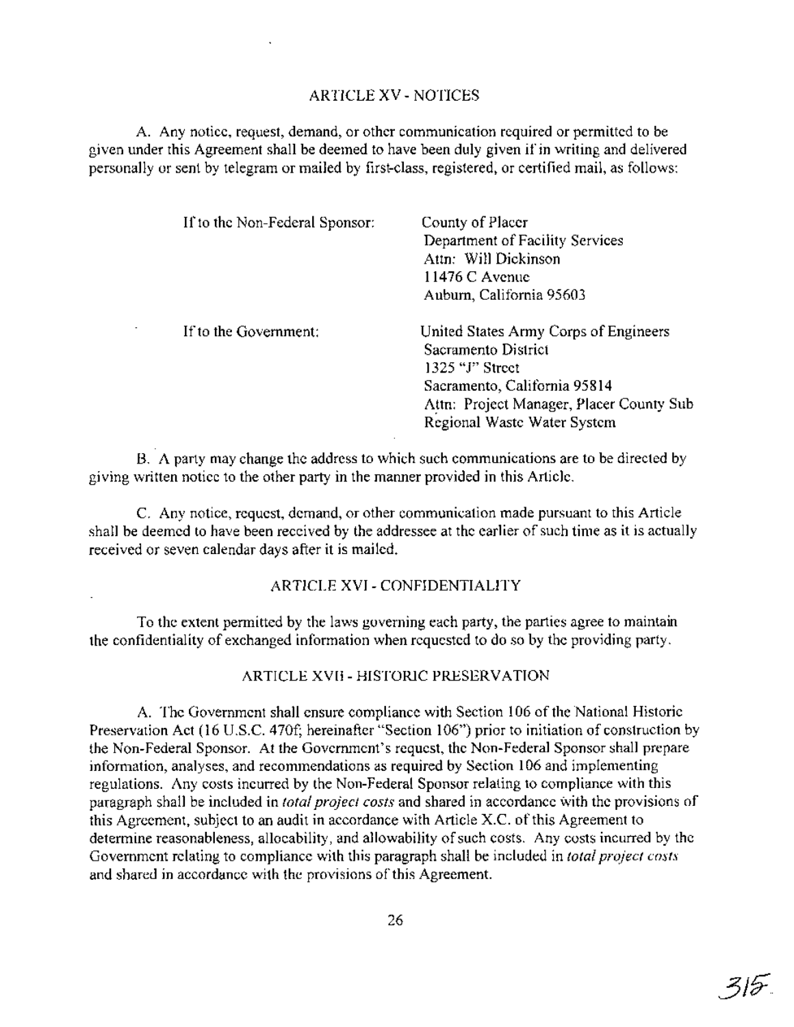## ARTICLE XV - NOTICES

A. Any notice, request, demand, or other communication required or permitted to be given under this Agreement shall be deemed to have been duly given if in writing and delivered personally or sent by telegram or mailed by first-class, registered, or certified mail, as follows:

If to the Non-Federal Sponsor:

County of Placer
Department of Facility Services
Attn: Will Dickinson
11476 C Avenue
Auburn, California 95603

If to the Government:

United States Army Corps of Engineers
Sacramento District
1325 "J" Street
Sacramento, California 95814
Attn: Project Manager, Placer County Sub Regional Waste Water System

B. A party may change the address to which such communications are to be directed by giving written notice to the other party in the manner provided in this Article.

C. Any notice, request, demand, or other communication made pursuant to this Article shall be deemed to have been received by the addressee at the earlier of such time as it is actually received or seven calendar days after it is mailed.

## ARTICLE XVI - CONFIDENTIALITY

To the extent permitted by the laws governing each party, the parties agree to maintain the confidentiality of exchanged information when requested to do so by the providing party.

## ARTICLE XVII - HISTORIC PRESERVATION

A. The Government shall ensure compliance with Section 106 of the National Historic Preservation Act (16 U.S.C. 470f; hereinafter "Section 106") prior to initiation of construction by the Non-Federal Sponsor. At the Government's request, the Non-Federal Sponsor shall prepare information, analyses, and recommendations as required by Section 106 and implementing regulations. Any costs incurred by the Non-Federal Sponsor relating to compliance with this paragraph shall be included in *total project costs* and shared in accordance with the provisions of this Agreement, subject to an audit in accordance with Article X.C. of this Agreement to determine reasonableness, allocability, and allowability of such costs. Any costs incurred by the Government relating to compliance with this paragraph shall be included in *total project costs* and shared in accordance with the provisions of this Agreement.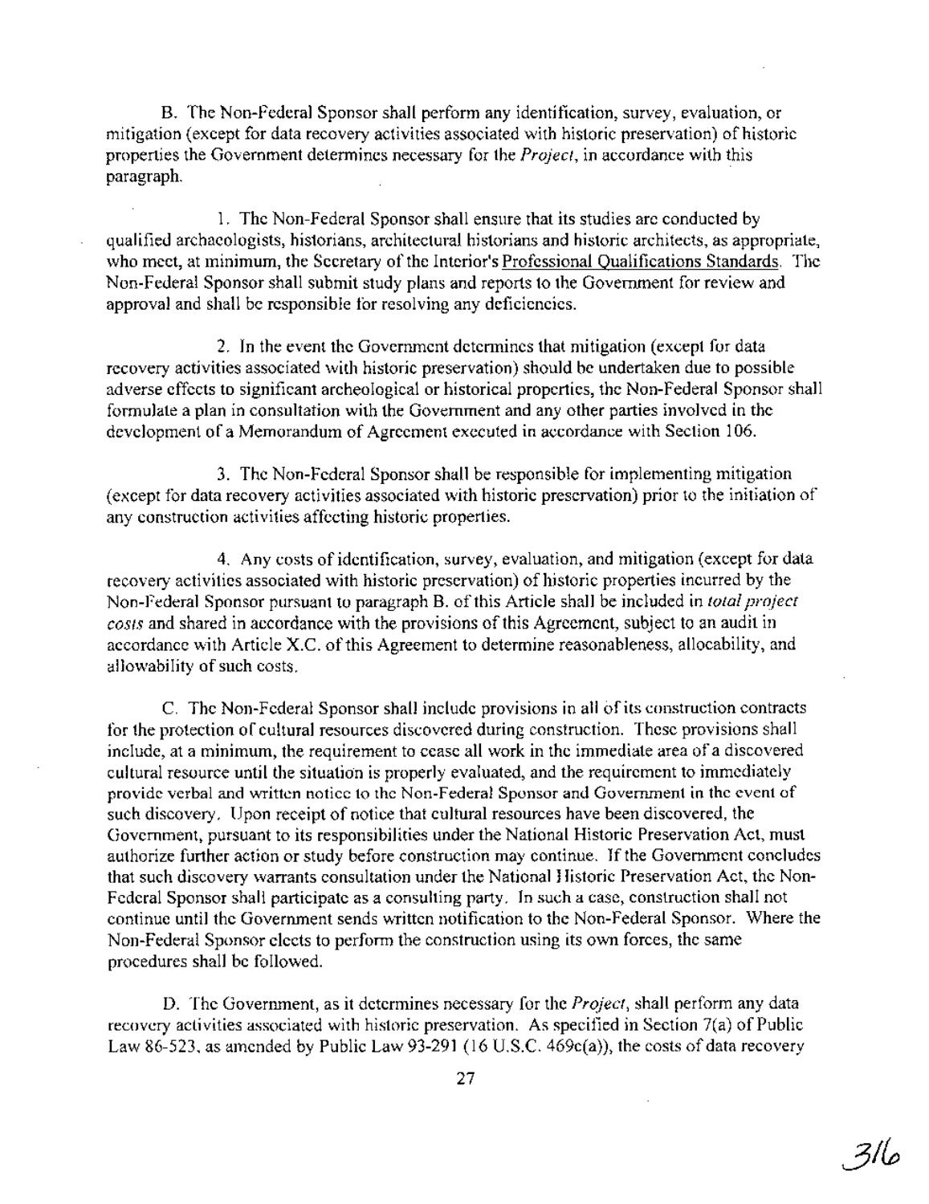B. The Non-Federal Sponsor shall perform any identification, survey, evaluation, or mitigation (except for data recovery activities associated with historic preservation) of historic properties the Government determines necessary for the *Project*, in accordance with this paragraph.

1. The Non-Federal Sponsor shall ensure that its studies are conducted by qualified archaeologists, historians, architectural historians and historic architects, as appropriate, who meet, at minimum, the Secretary of the Interior's Professional Qualifications Standards. The Non-Federal Sponsor shall submit study plans and reports to the Government for review and approval and shall be responsible for resolving any deficiencies.

2. In the event the Government determines that mitigation (except for data recovery activities associated with historic preservation) should be undertaken due to possible adverse effects to significant archeological or historical properties, the Non-Federal Sponsor shall formulate a plan in consultation with the Government and any other parties involved in the development of a Memorandum of Agreement executed in accordance with Section 106.

3. The Non-Federal Sponsor shall be responsible for implementing mitigation (except for data recovery activities associated with historic preservation) prior to the initiation of any construction activities affecting historic properties.

4. Any costs of identification, survey, evaluation, and mitigation (except for data recovery activities associated with historic preservation) of historic properties incurred by the Non-Federal Sponsor pursuant to paragraph B. of this Article shall be included in *total project costs* and shared in accordance with the provisions of this Agreement, subject to an audit in accordance with Article X.C. of this Agreement to determine reasonableness, allocability, and allowability of such costs.

C. The Non-Federal Sponsor shall include provisions in all of its construction contracts for the protection of cultural resources discovered during construction. These provisions shall include, at a minimum, the requirement to cease all work in the immediate area of a discovered cultural resource until the situation is properly evaluated, and the requirement to immediately provide verbal and written notice to the Non-Federal Sponsor and Government in the event of such discovery. Upon receipt of notice that cultural resources have been discovered, the Government, pursuant to its responsibilities under the National Historic Preservation Act, must authorize further action or study before construction may continue. If the Government concludes that such discovery warrants consultation under the National Historic Preservation Act, the Non-Federal Sponsor shall participate as a consulting party. In such a case, construction shall not continue until the Government sends written notification to the Non-Federal Sponsor. Where the Non-Federal Sponsor elects to perform the construction using its own forces, the same procedures shall be followed.

D. The Government, as it determines necessary for the *Project*, shall perform any data recovery activities associated with historic preservation. As specified in Section 7(a) of Public Law 86-523, as amended by Public Law 93-291 (16 U.S.C. 469c(a)), the costs of data recovery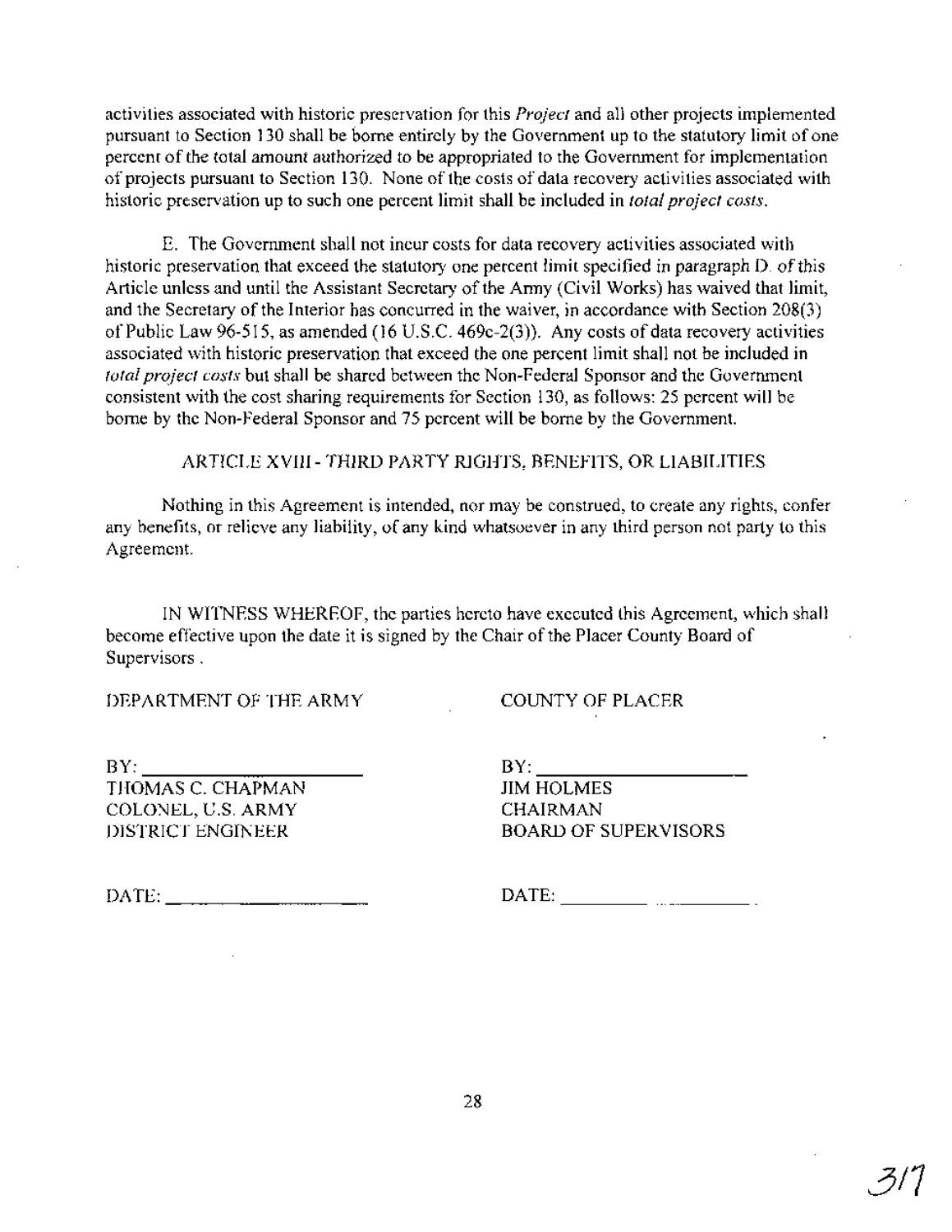activities associated with historic preservation for this *Project* and all other projects implemented pursuant to Section 130 shall be borne entirely by the Government up to the statutory limit of one percent of the total amount authorized to be appropriated to the Government for implementation of projects pursuant to Section 130. None of the costs of data recovery activities associated with historic preservation up to such one percent limit shall be included in *total project costs*.

E. The Government shall not incur costs for data recovery activities associated with historic preservation that exceed the statutory one percent limit specified in paragraph D. of this Article unless and until the Assistant Secretary of the Army (Civil Works) has waived that limit, and the Secretary of the Interior has concurred in the waiver, in accordance with Section 208(3) of Public Law 96-515, as amended (16 U.S.C. 469c-2(3)). Any costs of data recovery activities associated with historic preservation that exceed the one percent limit shall not be included in *total project costs* but shall be shared between the Non-Federal Sponsor and the Government consistent with the cost sharing requirements for Section 130, as follows: 25 percent will be borne by the Non-Federal Sponsor and 75 percent will be borne by the Government.

## ARTICLE XVIII - THIRD PARTY RIGHTS, BENEFITS, OR LIABILITIES

Nothing in this Agreement is intended, nor may be construed, to create any rights, confer any benefits, or relieve any liability, of any kind whatsoever in any third person not party to this Agreement.

IN WITNESS WHEREOF, the parties hereto have executed this Agreement, which shall become effective upon the date it is signed by the Chair of the Placer County Board of Supervisors .

DEPARTMENT OF THE ARMY

BY: ____________________
THOMAS C. CHAPMAN
COLONEL, U.S. ARMY
DISTRICT ENGINEER

DATE: ____________________

COUNTY OF PLACER

BY: ____________________
JIM HOLMES
CHAIRMAN
BOARD OF SUPERVISORS

DATE: ____________________

317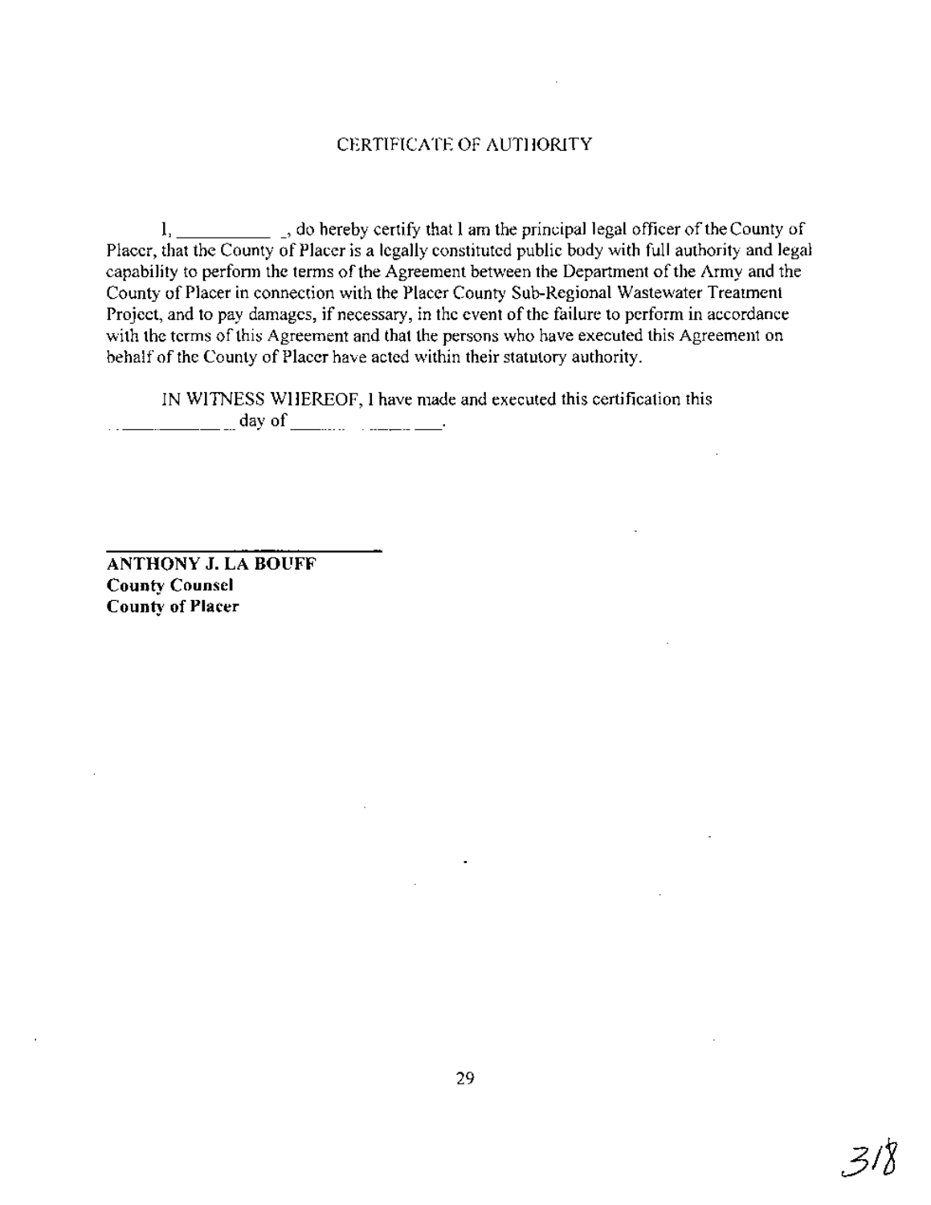# CERTIFICATE OF AUTHORITY

I, ___________, do hereby certify that I am the principal legal officer of the County of Placer, that the County of Placer is a legally constituted public body with full authority and legal capability to perform the terms of the Agreement between the Department of the Army and the County of Placer in connection with the Placer County Sub-Regional Wastewater Treatment Project, and to pay damages, if necessary, in the event of the failure to perform in accordance with the terms of this Agreement and that the persons who have executed this Agreement on behalf of the County of Placer have acted within their statutory authority.

IN WITNESS WHEREOF, I have made and executed this certification this ____________ day of ____________.

___________________________

**ANTHONY J. LA BOUFF**
**County Counsel**
**County of Placer**

318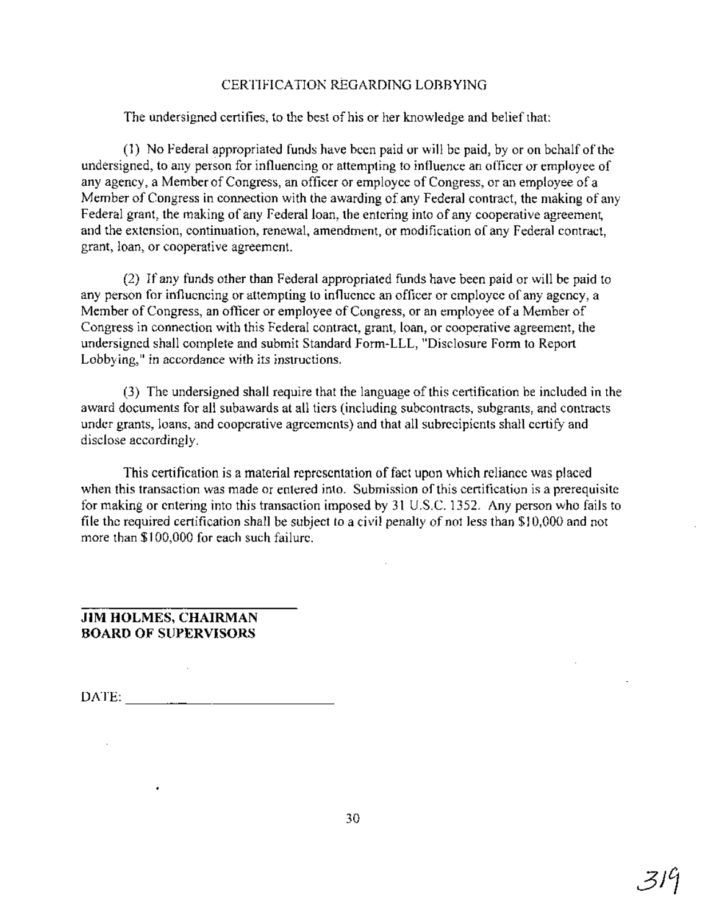## CERTIFICATION REGARDING LOBBYING

The undersigned certifies, to the best of his or her knowledge and belief that:

(1) No Federal appropriated funds have been paid or will be paid, by or on behalf of the undersigned, to any person for influencing or attempting to influence an officer or employee of any agency, a Member of Congress, an officer or employee of Congress, or an employee of a Member of Congress in connection with the awarding of any Federal contract, the making of any Federal grant, the making of any Federal loan, the entering into of any cooperative agreement, and the extension, continuation, renewal, amendment, or modification of any Federal contract, grant, loan, or cooperative agreement.

(2) If any funds other than Federal appropriated funds have been paid or will be paid to any person for influencing or attempting to influence an officer or employee of any agency, a Member of Congress, an officer or employee of Congress, or an employee of a Member of Congress in connection with this Federal contract, grant, loan, or cooperative agreement, the undersigned shall complete and submit Standard Form-LLL, "Disclosure Form to Report Lobbying," in accordance with its instructions.

(3) The undersigned shall require that the language of this certification be included in the award documents for all subawards at all tiers (including subcontracts, subgrants, and contracts under grants, loans, and cooperative agreements) and that all subrecipients shall certify and disclose accordingly.

This certification is a material representation of fact upon which reliance was placed when this transaction was made or entered into. Submission of this certification is a prerequisite for making or entering into this transaction imposed by 31 U.S.C. 1352. Any person who fails to file the required certification shall be subject to a civil penalty of not less than $10,000 and not more than $100,000 for each such failure.

\_\_\_\_\_\_\_\_\_\_\_\_\_\_\_\_\_\_\_\_\_\_\_\_\_\_\_\_
**JIM HOLMES, CHAIRMAN**
**BOARD OF SUPERVISORS**

DATE: \_\_\_\_\_\_\_\_\_\_\_\_\_\_\_\_\_\_\_\_\_\_\_\_\_\_\_\_

319